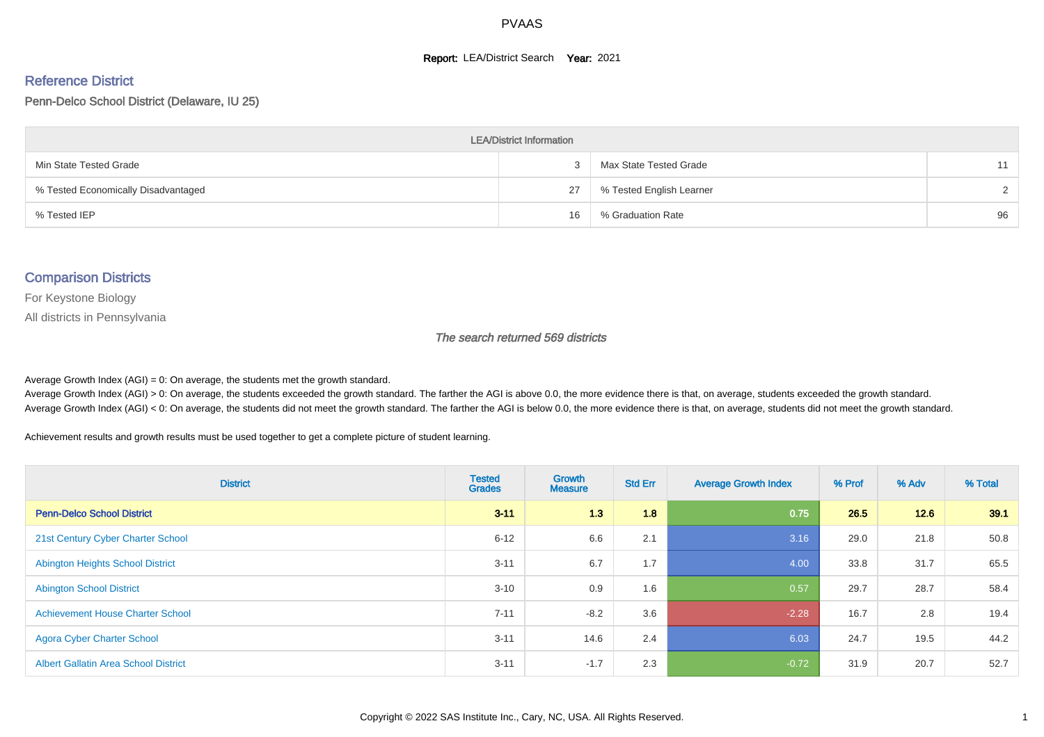# PVAAS

**Report:** LEA/District Search **Year:** 2021

## Reference District

Penn-Delco School District (Delaware, IU 25)

| LEA/District Information | | | |
|---|---|---|---|
| Min State Tested Grade | 3 | Max State Tested Grade | 11 |
| % Tested Economically Disadvantaged | 27 | % Tested English Learner | 2 |
| % Tested IEP | 16 | % Graduation Rate | 96 |

## Comparison Districts

For Keystone Biology

All districts in Pennsylvania

*The search returned 569 districts*

Average Growth Index (AGI) = 0: On average, the students met the growth standard.
Average Growth Index (AGI) > 0: On average, the students exceeded the growth standard. The farther the AGI is above 0.0, the more evidence there is that, on average, students exceeded the growth standard.
Average Growth Index (AGI) < 0: On average, the students did not meet the growth standard. The farther the AGI is below 0.0, the more evidence there is that, on average, students did not meet the growth standard.

Achievement results and growth results must be used together to get a complete picture of student learning.

| District | Tested Grades | Growth Measure | Std Err | Average Growth Index | % Prof | % Adv | % Total |
|---|---|---|---|---|---|---|---|
| **Penn-Delco School District** | **3-11** | **1.3** | **1.8** | **0.75** | **26.5** | **12.6** | **39.1** |
| 21st Century Cyber Charter School | 6-12 | 6.6 | 2.1 | 3.16 | 29.0 | 21.8 | 50.8 |
| Abington Heights School District | 3-11 | 6.7 | 1.7 | 4.00 | 33.8 | 31.7 | 65.5 |
| Abington School District | 3-10 | 0.9 | 1.6 | 0.57 | 29.7 | 28.7 | 58.4 |
| Achievement House Charter School | 7-11 | -8.2 | 3.6 | -2.28 | 16.7 | 2.8 | 19.4 |
| Agora Cyber Charter School | 3-11 | 14.6 | 2.4 | 6.03 | 24.7 | 19.5 | 44.2 |
| Albert Gallatin Area School District | 3-11 | -1.7 | 2.3 | -0.72 | 31.9 | 20.7 | 52.7 |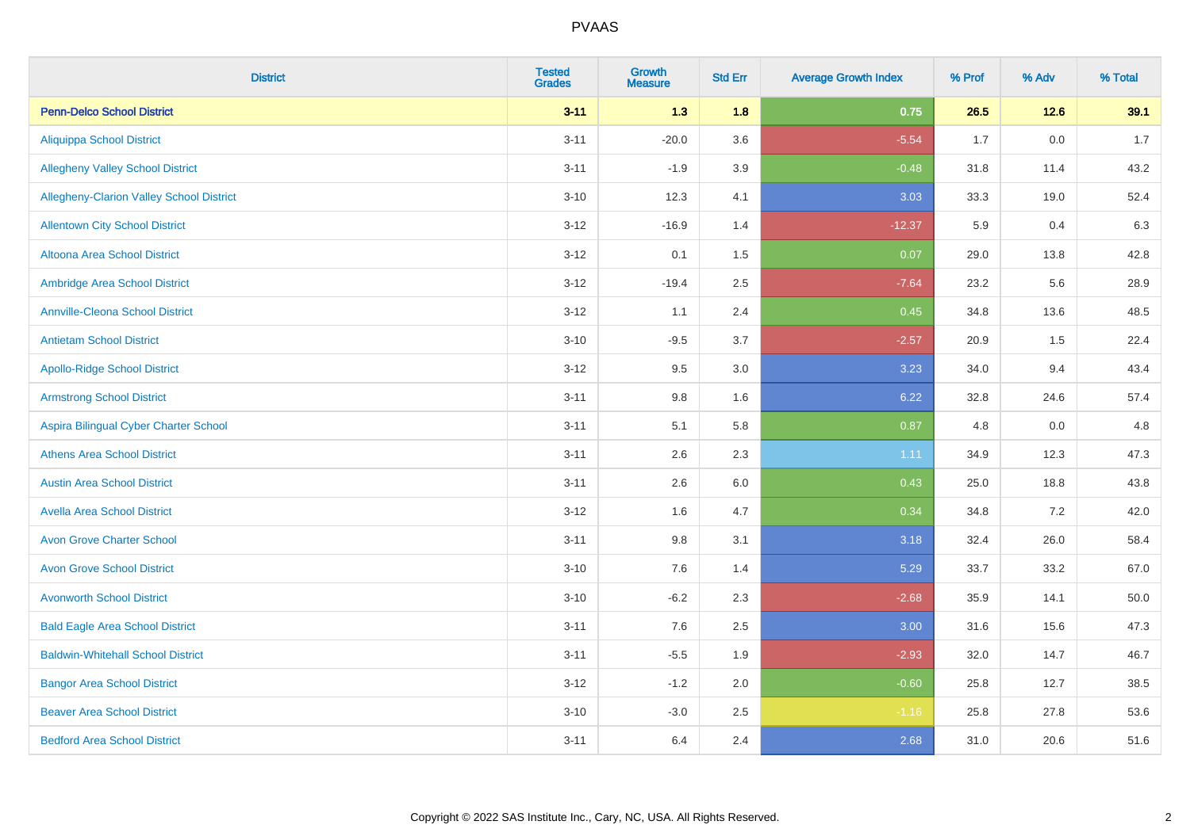| District | Tested Grades | Growth Measure | Std Err | Average Growth Index | % Prof | % Adv | % Total |
|---|---|---|---|---|---|---|---|
| **Penn-Delco School District** | **3-11** | **1.3** | **1.8** | **0.75** | **26.5** | **12.6** | **39.1** |
| Aliquippa School District | 3-11 | -20.0 | 3.6 | -5.54 | 1.7 | 0.0 | 1.7 |
| Allegheny Valley School District | 3-11 | -1.9 | 3.9 | -0.48 | 31.8 | 11.4 | 43.2 |
| Allegheny-Clarion Valley School District | 3-10 | 12.3 | 4.1 | 3.03 | 33.3 | 19.0 | 52.4 |
| Allentown City School District | 3-12 | -16.9 | 1.4 | -12.37 | 5.9 | 0.4 | 6.3 |
| Altoona Area School District | 3-12 | 0.1 | 1.5 | 0.07 | 29.0 | 13.8 | 42.8 |
| Ambridge Area School District | 3-12 | -19.4 | 2.5 | -7.64 | 23.2 | 5.6 | 28.9 |
| Annville-Cleona School District | 3-12 | 1.1 | 2.4 | 0.45 | 34.8 | 13.6 | 48.5 |
| Antietam School District | 3-10 | -9.5 | 3.7 | -2.57 | 20.9 | 1.5 | 22.4 |
| Apollo-Ridge School District | 3-12 | 9.5 | 3.0 | 3.23 | 34.0 | 9.4 | 43.4 |
| Armstrong School District | 3-11 | 9.8 | 1.6 | 6.22 | 32.8 | 24.6 | 57.4 |
| Aspira Bilingual Cyber Charter School | 3-11 | 5.1 | 5.8 | 0.87 | 4.8 | 0.0 | 4.8 |
| Athens Area School District | 3-11 | 2.6 | 2.3 | 1.11 | 34.9 | 12.3 | 47.3 |
| Austin Area School District | 3-11 | 2.6 | 6.0 | 0.43 | 25.0 | 18.8 | 43.8 |
| Avella Area School District | 3-12 | 1.6 | 4.7 | 0.34 | 34.8 | 7.2 | 42.0 |
| Avon Grove Charter School | 3-11 | 9.8 | 3.1 | 3.18 | 32.4 | 26.0 | 58.4 |
| Avon Grove School District | 3-10 | 7.6 | 1.4 | 5.29 | 33.7 | 33.2 | 67.0 |
| Avonworth School District | 3-10 | -6.2 | 2.3 | -2.68 | 35.9 | 14.1 | 50.0 |
| Bald Eagle Area School District | 3-11 | 7.6 | 2.5 | 3.00 | 31.6 | 15.6 | 47.3 |
| Baldwin-Whitehall School District | 3-11 | -5.5 | 1.9 | -2.93 | 32.0 | 14.7 | 46.7 |
| Bangor Area School District | 3-12 | -1.2 | 2.0 | -0.60 | 25.8 | 12.7 | 38.5 |
| Beaver Area School District | 3-10 | -3.0 | 2.5 | -1.16 | 25.8 | 27.8 | 53.6 |
| Bedford Area School District | 3-11 | 6.4 | 2.4 | 2.68 | 31.0 | 20.6 | 51.6 |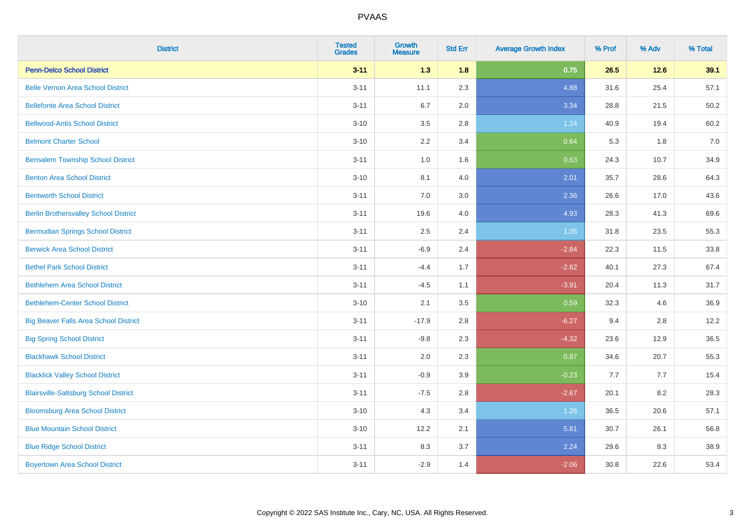# PVAAS

| District | Tested Grades | Growth Measure | Std Err | Average Growth Index | % Prof | % Adv | % Total |
|---|---|---|---|---|---|---|---|
| **Penn-Delco School District** | **3-11** | **1.3** | **1.8** | **0.75** | **26.5** | **12.6** | **39.1** |
| Belle Vernon Area School District | 3-11 | 11.1 | 2.3 | 4.88 | 31.6 | 25.4 | 57.1 |
| Bellefonte Area School District | 3-11 | 6.7 | 2.0 | 3.34 | 28.8 | 21.5 | 50.2 |
| Bellwood-Antis School District | 3-10 | 3.5 | 2.8 | 1.24 | 40.9 | 19.4 | 60.2 |
| Belmont Charter School | 3-10 | 2.2 | 3.4 | 0.64 | 5.3 | 1.8 | 7.0 |
| Bensalem Township School District | 3-11 | 1.0 | 1.6 | 0.63 | 24.3 | 10.7 | 34.9 |
| Benton Area School District | 3-10 | 8.1 | 4.0 | 2.01 | 35.7 | 28.6 | 64.3 |
| Bentworth School District | 3-11 | 7.0 | 3.0 | 2.36 | 26.6 | 17.0 | 43.6 |
| Berlin Brothersvalley School District | 3-11 | 19.6 | 4.0 | 4.93 | 28.3 | 41.3 | 69.6 |
| Bermudian Springs School District | 3-11 | 2.5 | 2.4 | 1.05 | 31.8 | 23.5 | 55.3 |
| Berwick Area School District | 3-11 | -6.9 | 2.4 | -2.84 | 22.3 | 11.5 | 33.8 |
| Bethel Park School District | 3-11 | -4.4 | 1.7 | -2.62 | 40.1 | 27.3 | 67.4 |
| Bethlehem Area School District | 3-11 | -4.5 | 1.1 | -3.91 | 20.4 | 11.3 | 31.7 |
| Bethlehem-Center School District | 3-10 | 2.1 | 3.5 | 0.59 | 32.3 | 4.6 | 36.9 |
| Big Beaver Falls Area School District | 3-11 | -17.9 | 2.8 | -6.27 | 9.4 | 2.8 | 12.2 |
| Big Spring School District | 3-11 | -9.8 | 2.3 | -4.32 | 23.6 | 12.9 | 36.5 |
| Blackhawk School District | 3-11 | 2.0 | 2.3 | 0.87 | 34.6 | 20.7 | 55.3 |
| Blacklick Valley School District | 3-11 | -0.9 | 3.9 | -0.23 | 7.7 | 7.7 | 15.4 |
| Blairsville-Saltsburg School District | 3-11 | -7.5 | 2.8 | -2.67 | 20.1 | 8.2 | 28.3 |
| Bloomsburg Area School District | 3-10 | 4.3 | 3.4 | 1.26 | 36.5 | 20.6 | 57.1 |
| Blue Mountain School District | 3-10 | 12.2 | 2.1 | 5.81 | 30.7 | 26.1 | 56.8 |
| Blue Ridge School District | 3-11 | 8.3 | 3.7 | 2.24 | 29.6 | 9.3 | 38.9 |
| Boyertown Area School District | 3-11 | -2.9 | 1.4 | -2.06 | 30.8 | 22.6 | 53.4 |

Copyright © 2022 SAS Institute Inc., Cary, NC, USA. All Rights Reserved.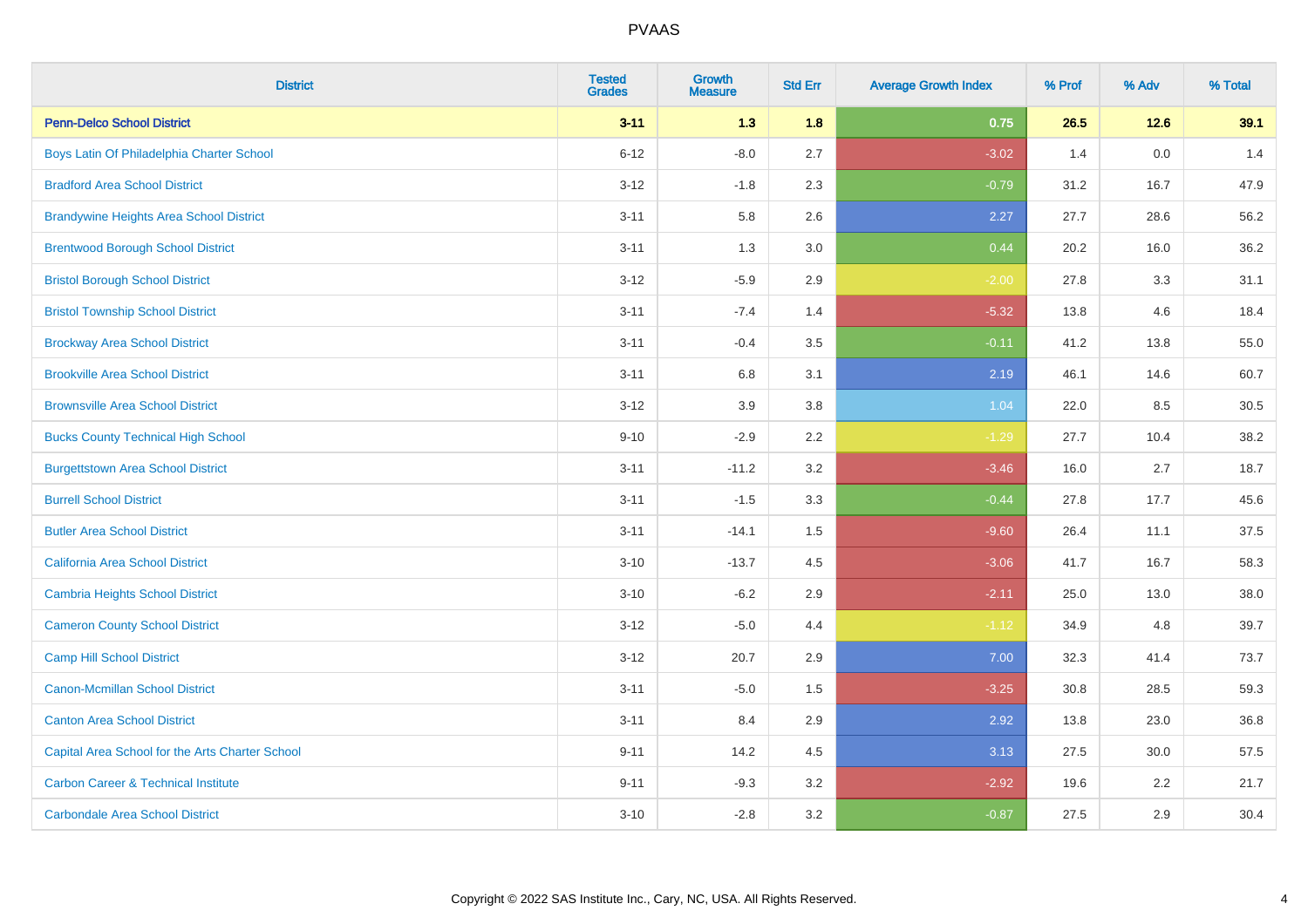| District | Tested Grades | Growth Measure | Std Err | Average Growth Index | % Prof | % Adv | % Total |
|---|---|---|---|---|---|---|---|
| **Penn-Delco School District** | **3-11** | **1.3** | **1.8** | **0.75** | **26.5** | **12.6** | **39.1** |
| Boys Latin Of Philadelphia Charter School | 6-12 | -8.0 | 2.7 | -3.02 | 1.4 | 0.0 | 1.4 |
| Bradford Area School District | 3-12 | -1.8 | 2.3 | -0.79 | 31.2 | 16.7 | 47.9 |
| Brandywine Heights Area School District | 3-11 | 5.8 | 2.6 | 2.27 | 27.7 | 28.6 | 56.2 |
| Brentwood Borough School District | 3-11 | 1.3 | 3.0 | 0.44 | 20.2 | 16.0 | 36.2 |
| Bristol Borough School District | 3-12 | -5.9 | 2.9 | -2.00 | 27.8 | 3.3 | 31.1 |
| Bristol Township School District | 3-11 | -7.4 | 1.4 | -5.32 | 13.8 | 4.6 | 18.4 |
| Brockway Area School District | 3-11 | -0.4 | 3.5 | -0.11 | 41.2 | 13.8 | 55.0 |
| Brookville Area School District | 3-11 | 6.8 | 3.1 | 2.19 | 46.1 | 14.6 | 60.7 |
| Brownsville Area School District | 3-12 | 3.9 | 3.8 | 1.04 | 22.0 | 8.5 | 30.5 |
| Bucks County Technical High School | 9-10 | -2.9 | 2.2 | -1.29 | 27.7 | 10.4 | 38.2 |
| Burgettstown Area School District | 3-11 | -11.2 | 3.2 | -3.46 | 16.0 | 2.7 | 18.7 |
| Burrell School District | 3-11 | -1.5 | 3.3 | -0.44 | 27.8 | 17.7 | 45.6 |
| Butler Area School District | 3-11 | -14.1 | 1.5 | -9.60 | 26.4 | 11.1 | 37.5 |
| California Area School District | 3-10 | -13.7 | 4.5 | -3.06 | 41.7 | 16.7 | 58.3 |
| Cambria Heights School District | 3-10 | -6.2 | 2.9 | -2.11 | 25.0 | 13.0 | 38.0 |
| Cameron County School District | 3-12 | -5.0 | 4.4 | -1.12 | 34.9 | 4.8 | 39.7 |
| Camp Hill School District | 3-12 | 20.7 | 2.9 | 7.00 | 32.3 | 41.4 | 73.7 |
| Canon-Mcmillan School District | 3-11 | -5.0 | 1.5 | -3.25 | 30.8 | 28.5 | 59.3 |
| Canton Area School District | 3-11 | 8.4 | 2.9 | 2.92 | 13.8 | 23.0 | 36.8 |
| Capital Area School for the Arts Charter School | 9-11 | 14.2 | 4.5 | 3.13 | 27.5 | 30.0 | 57.5 |
| Carbon Career & Technical Institute | 9-11 | -9.3 | 3.2 | -2.92 | 19.6 | 2.2 | 21.7 |
| Carbondale Area School District | 3-10 | -2.8 | 3.2 | -0.87 | 27.5 | 2.9 | 30.4 |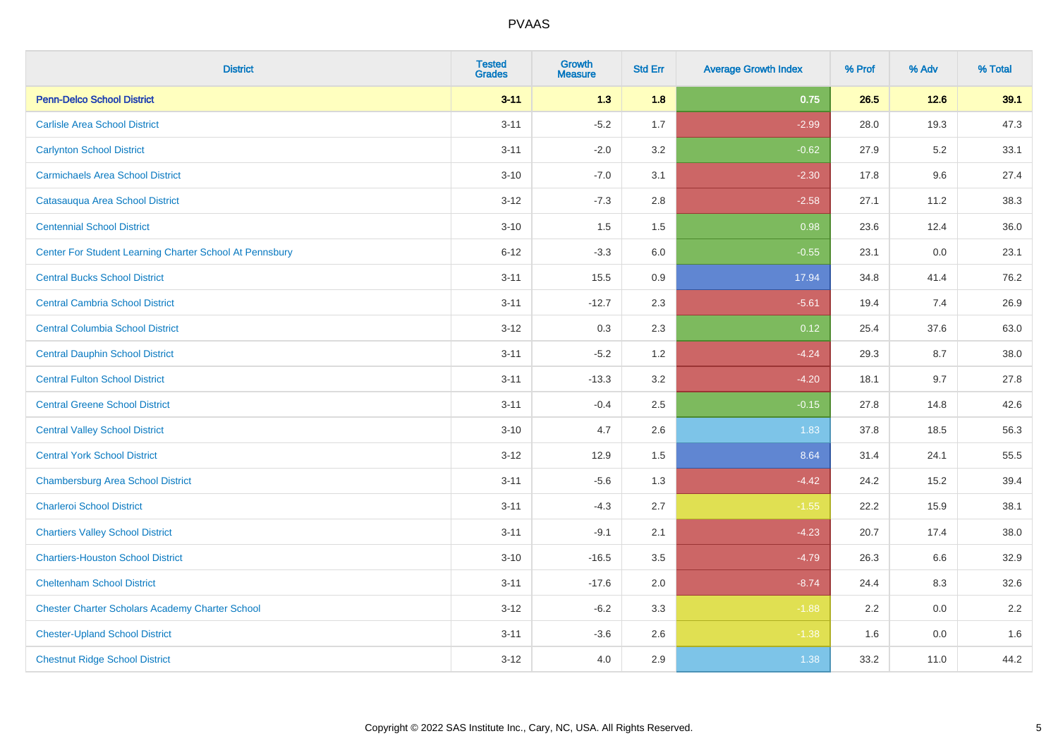| District | Tested Grades | Growth Measure | Std Err | Average Growth Index | % Prof | % Adv | % Total |
|---|---|---|---|---|---|---|---|
| **Penn-Delco School District** | **3-11** | **1.3** | **1.8** | **0.75** | **26.5** | **12.6** | **39.1** |
| Carlisle Area School District | 3-11 | -5.2 | 1.7 | -2.99 | 28.0 | 19.3 | 47.3 |
| Carlynton School District | 3-11 | -2.0 | 3.2 | -0.62 | 27.9 | 5.2 | 33.1 |
| Carmichaels Area School District | 3-10 | -7.0 | 3.1 | -2.30 | 17.8 | 9.6 | 27.4 |
| Catasauqua Area School District | 3-12 | -7.3 | 2.8 | -2.58 | 27.1 | 11.2 | 38.3 |
| Centennial School District | 3-10 | 1.5 | 1.5 | 0.98 | 23.6 | 12.4 | 36.0 |
| Center For Student Learning Charter School At Pennsbury | 6-12 | -3.3 | 6.0 | -0.55 | 23.1 | 0.0 | 23.1 |
| Central Bucks School District | 3-11 | 15.5 | 0.9 | 17.94 | 34.8 | 41.4 | 76.2 |
| Central Cambria School District | 3-11 | -12.7 | 2.3 | -5.61 | 19.4 | 7.4 | 26.9 |
| Central Columbia School District | 3-12 | 0.3 | 2.3 | 0.12 | 25.4 | 37.6 | 63.0 |
| Central Dauphin School District | 3-11 | -5.2 | 1.2 | -4.24 | 29.3 | 8.7 | 38.0 |
| Central Fulton School District | 3-11 | -13.3 | 3.2 | -4.20 | 18.1 | 9.7 | 27.8 |
| Central Greene School District | 3-11 | -0.4 | 2.5 | -0.15 | 27.8 | 14.8 | 42.6 |
| Central Valley School District | 3-10 | 4.7 | 2.6 | 1.83 | 37.8 | 18.5 | 56.3 |
| Central York School District | 3-12 | 12.9 | 1.5 | 8.64 | 31.4 | 24.1 | 55.5 |
| Chambersburg Area School District | 3-11 | -5.6 | 1.3 | -4.42 | 24.2 | 15.2 | 39.4 |
| Charleroi School District | 3-11 | -4.3 | 2.7 | -1.55 | 22.2 | 15.9 | 38.1 |
| Chartiers Valley School District | 3-11 | -9.1 | 2.1 | -4.23 | 20.7 | 17.4 | 38.0 |
| Chartiers-Houston School District | 3-10 | -16.5 | 3.5 | -4.79 | 26.3 | 6.6 | 32.9 |
| Cheltenham School District | 3-11 | -17.6 | 2.0 | -8.74 | 24.4 | 8.3 | 32.6 |
| Chester Charter Scholars Academy Charter School | 3-12 | -6.2 | 3.3 | -1.88 | 2.2 | 0.0 | 2.2 |
| Chester-Upland School District | 3-11 | -3.6 | 2.6 | -1.38 | 1.6 | 0.0 | 1.6 |
| Chestnut Ridge School District | 3-12 | 4.0 | 2.9 | 1.38 | 33.2 | 11.0 | 44.2 |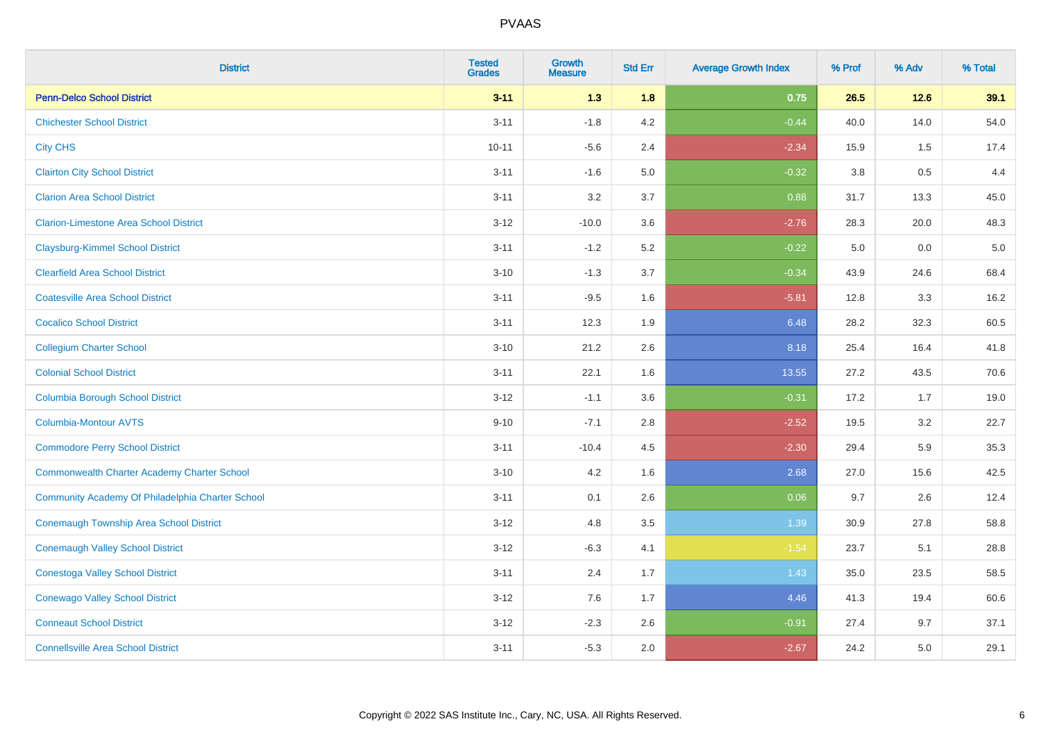| District | Tested Grades | Growth Measure | Std Err | Average Growth Index | % Prof | % Adv | % Total |
|---|---|---|---|---|---|---|---|
| **Penn-Delco School District** | **3-11** | **1.3** | **1.8** | **0.75** | **26.5** | **12.6** | **39.1** |
| Chichester School District | 3-11 | -1.8 | 4.2 | -0.44 | 40.0 | 14.0 | 54.0 |
| City CHS | 10-11 | -5.6 | 2.4 | -2.34 | 15.9 | 1.5 | 17.4 |
| Clairton City School District | 3-11 | -1.6 | 5.0 | -0.32 | 3.8 | 0.5 | 4.4 |
| Clarion Area School District | 3-11 | 3.2 | 3.7 | 0.88 | 31.7 | 13.3 | 45.0 |
| Clarion-Limestone Area School District | 3-12 | -10.0 | 3.6 | -2.76 | 28.3 | 20.0 | 48.3 |
| Claysburg-Kimmel School District | 3-11 | -1.2 | 5.2 | -0.22 | 5.0 | 0.0 | 5.0 |
| Clearfield Area School District | 3-10 | -1.3 | 3.7 | -0.34 | 43.9 | 24.6 | 68.4 |
| Coatesville Area School District | 3-11 | -9.5 | 1.6 | -5.81 | 12.8 | 3.3 | 16.2 |
| Cocalico School District | 3-11 | 12.3 | 1.9 | 6.48 | 28.2 | 32.3 | 60.5 |
| Collegium Charter School | 3-10 | 21.2 | 2.6 | 8.18 | 25.4 | 16.4 | 41.8 |
| Colonial School District | 3-11 | 22.1 | 1.6 | 13.55 | 27.2 | 43.5 | 70.6 |
| Columbia Borough School District | 3-12 | -1.1 | 3.6 | -0.31 | 17.2 | 1.7 | 19.0 |
| Columbia-Montour AVTS | 9-10 | -7.1 | 2.8 | -2.52 | 19.5 | 3.2 | 22.7 |
| Commodore Perry School District | 3-11 | -10.4 | 4.5 | -2.30 | 29.4 | 5.9 | 35.3 |
| Commonwealth Charter Academy Charter School | 3-10 | 4.2 | 1.6 | 2.68 | 27.0 | 15.6 | 42.5 |
| Community Academy Of Philadelphia Charter School | 3-11 | 0.1 | 2.6 | 0.06 | 9.7 | 2.6 | 12.4 |
| Conemaugh Township Area School District | 3-12 | 4.8 | 3.5 | 1.39 | 30.9 | 27.8 | 58.8 |
| Conemaugh Valley School District | 3-12 | -6.3 | 4.1 | -1.54 | 23.7 | 5.1 | 28.8 |
| Conestoga Valley School District | 3-11 | 2.4 | 1.7 | 1.43 | 35.0 | 23.5 | 58.5 |
| Conewago Valley School District | 3-12 | 7.6 | 1.7 | 4.46 | 41.3 | 19.4 | 60.6 |
| Conneaut School District | 3-12 | -2.3 | 2.6 | -0.91 | 27.4 | 9.7 | 37.1 |
| Connellsville Area School District | 3-11 | -5.3 | 2.0 | -2.67 | 24.2 | 5.0 | 29.1 |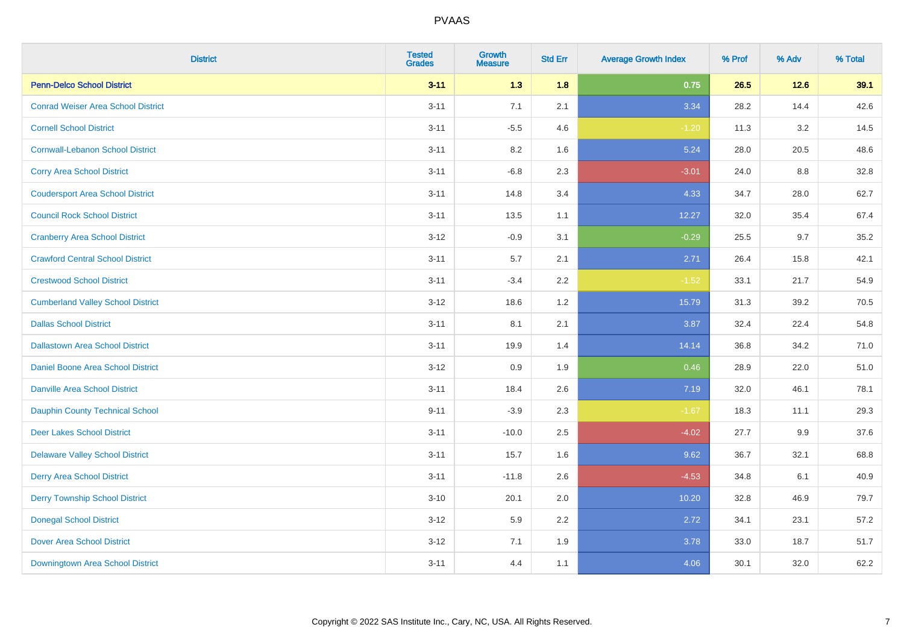# PVAAS

| District | Tested Grades | Growth Measure | Std Err | Average Growth Index | % Prof | % Adv | % Total |
|---|---|---|---|---|---|---|---|
| **Penn-Delco School District** | **3-11** | **1.3** | **1.8** | **0.75** | **26.5** | **12.6** | **39.1** |
| Conrad Weiser Area School District | 3-11 | 7.1 | 2.1 | 3.34 | 28.2 | 14.4 | 42.6 |
| Cornell School District | 3-11 | -5.5 | 4.6 | -1.20 | 11.3 | 3.2 | 14.5 |
| Cornwall-Lebanon School District | 3-11 | 8.2 | 1.6 | 5.24 | 28.0 | 20.5 | 48.6 |
| Corry Area School District | 3-11 | -6.8 | 2.3 | -3.01 | 24.0 | 8.8 | 32.8 |
| Coudersport Area School District | 3-11 | 14.8 | 3.4 | 4.33 | 34.7 | 28.0 | 62.7 |
| Council Rock School District | 3-11 | 13.5 | 1.1 | 12.27 | 32.0 | 35.4 | 67.4 |
| Cranberry Area School District | 3-12 | -0.9 | 3.1 | -0.29 | 25.5 | 9.7 | 35.2 |
| Crawford Central School District | 3-11 | 5.7 | 2.1 | 2.71 | 26.4 | 15.8 | 42.1 |
| Crestwood School District | 3-11 | -3.4 | 2.2 | -1.52 | 33.1 | 21.7 | 54.9 |
| Cumberland Valley School District | 3-12 | 18.6 | 1.2 | 15.79 | 31.3 | 39.2 | 70.5 |
| Dallas School District | 3-11 | 8.1 | 2.1 | 3.87 | 32.4 | 22.4 | 54.8 |
| Dallastown Area School District | 3-11 | 19.9 | 1.4 | 14.14 | 36.8 | 34.2 | 71.0 |
| Daniel Boone Area School District | 3-12 | 0.9 | 1.9 | 0.46 | 28.9 | 22.0 | 51.0 |
| Danville Area School District | 3-11 | 18.4 | 2.6 | 7.19 | 32.0 | 46.1 | 78.1 |
| Dauphin County Technical School | 9-11 | -3.9 | 2.3 | -1.67 | 18.3 | 11.1 | 29.3 |
| Deer Lakes School District | 3-11 | -10.0 | 2.5 | -4.02 | 27.7 | 9.9 | 37.6 |
| Delaware Valley School District | 3-11 | 15.7 | 1.6 | 9.62 | 36.7 | 32.1 | 68.8 |
| Derry Area School District | 3-11 | -11.8 | 2.6 | -4.53 | 34.8 | 6.1 | 40.9 |
| Derry Township School District | 3-10 | 20.1 | 2.0 | 10.20 | 32.8 | 46.9 | 79.7 |
| Donegal School District | 3-12 | 5.9 | 2.2 | 2.72 | 34.1 | 23.1 | 57.2 |
| Dover Area School District | 3-12 | 7.1 | 1.9 | 3.78 | 33.0 | 18.7 | 51.7 |
| Downingtown Area School District | 3-11 | 4.4 | 1.1 | 4.06 | 30.1 | 32.0 | 62.2 |

Copyright © 2022 SAS Institute Inc., Cary, NC, USA. All Rights Reserved.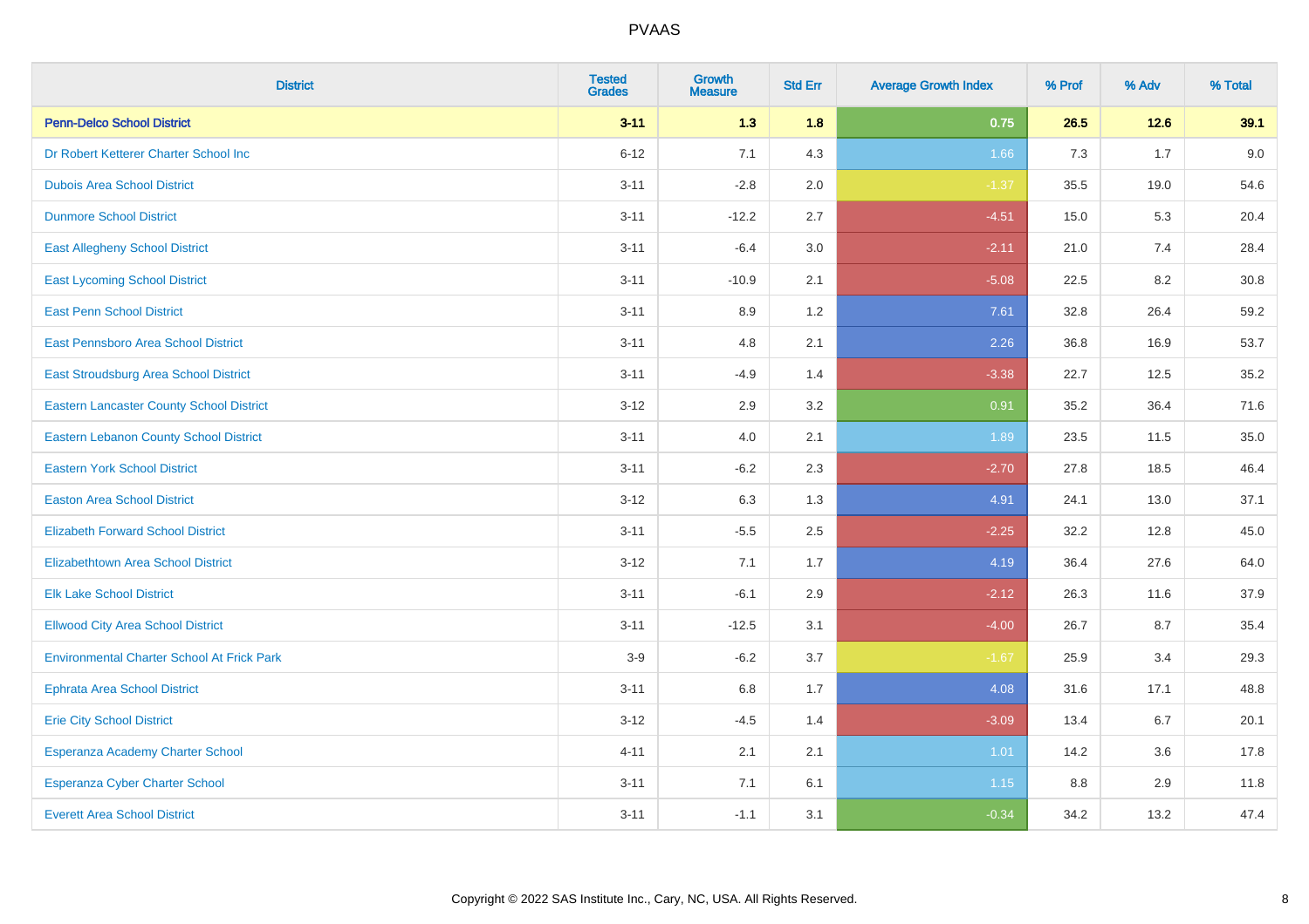| District | Tested Grades | Growth Measure | Std Err | Average Growth Index | % Prof | % Adv | % Total |
|---|---|---|---|---|---|---|---|
| **Penn-Delco School District** | **3-11** | **1.3** | **1.8** | **0.75** | **26.5** | **12.6** | **39.1** |
| Dr Robert Ketterer Charter School Inc | 6-12 | 7.1 | 4.3 | 1.66 | 7.3 | 1.7 | 9.0 |
| Dubois Area School District | 3-11 | -2.8 | 2.0 | -1.37 | 35.5 | 19.0 | 54.6 |
| Dunmore School District | 3-11 | -12.2 | 2.7 | -4.51 | 15.0 | 5.3 | 20.4 |
| East Allegheny School District | 3-11 | -6.4 | 3.0 | -2.11 | 21.0 | 7.4 | 28.4 |
| East Lycoming School District | 3-11 | -10.9 | 2.1 | -5.08 | 22.5 | 8.2 | 30.8 |
| East Penn School District | 3-11 | 8.9 | 1.2 | 7.61 | 32.8 | 26.4 | 59.2 |
| East Pennsboro Area School District | 3-11 | 4.8 | 2.1 | 2.26 | 36.8 | 16.9 | 53.7 |
| East Stroudsburg Area School District | 3-11 | -4.9 | 1.4 | -3.38 | 22.7 | 12.5 | 35.2 |
| Eastern Lancaster County School District | 3-12 | 2.9 | 3.2 | 0.91 | 35.2 | 36.4 | 71.6 |
| Eastern Lebanon County School District | 3-11 | 4.0 | 2.1 | 1.89 | 23.5 | 11.5 | 35.0 |
| Eastern York School District | 3-11 | -6.2 | 2.3 | -2.70 | 27.8 | 18.5 | 46.4 |
| Easton Area School District | 3-12 | 6.3 | 1.3 | 4.91 | 24.1 | 13.0 | 37.1 |
| Elizabeth Forward School District | 3-11 | -5.5 | 2.5 | -2.25 | 32.2 | 12.8 | 45.0 |
| Elizabethtown Area School District | 3-12 | 7.1 | 1.7 | 4.19 | 36.4 | 27.6 | 64.0 |
| Elk Lake School District | 3-11 | -6.1 | 2.9 | -2.12 | 26.3 | 11.6 | 37.9 |
| Ellwood City Area School District | 3-11 | -12.5 | 3.1 | -4.00 | 26.7 | 8.7 | 35.4 |
| Environmental Charter School At Frick Park | 3-9 | -6.2 | 3.7 | -1.67 | 25.9 | 3.4 | 29.3 |
| Ephrata Area School District | 3-11 | 6.8 | 1.7 | 4.08 | 31.6 | 17.1 | 48.8 |
| Erie City School District | 3-12 | -4.5 | 1.4 | -3.09 | 13.4 | 6.7 | 20.1 |
| Esperanza Academy Charter School | 4-11 | 2.1 | 2.1 | 1.01 | 14.2 | 3.6 | 17.8 |
| Esperanza Cyber Charter School | 3-11 | 7.1 | 6.1 | 1.15 | 8.8 | 2.9 | 11.8 |
| Everett Area School District | 3-11 | -1.1 | 3.1 | -0.34 | 34.2 | 13.2 | 47.4 |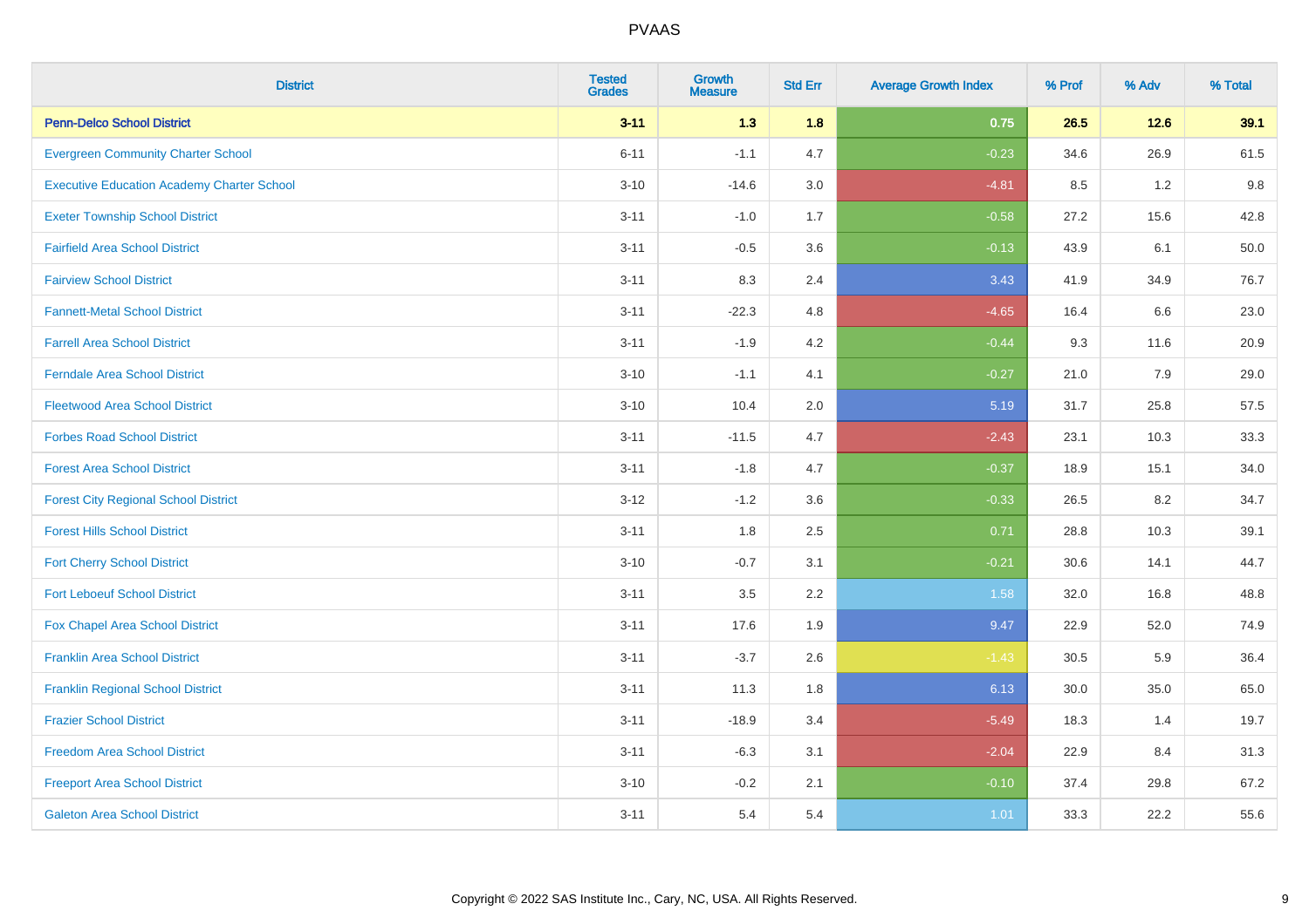# PVAAS

| District | Tested Grades | Growth Measure | Std Err | Average Growth Index | % Prof | % Adv | % Total |
|---|---|---|---|---|---|---|---|
| **Penn-Delco School District** | **3-11** | **1.3** | **1.8** | **0.75** | **26.5** | **12.6** | **39.1** |
| Evergreen Community Charter School | 6-11 | -1.1 | 4.7 | -0.23 | 34.6 | 26.9 | 61.5 |
| Executive Education Academy Charter School | 3-10 | -14.6 | 3.0 | -4.81 | 8.5 | 1.2 | 9.8 |
| Exeter Township School District | 3-11 | -1.0 | 1.7 | -0.58 | 27.2 | 15.6 | 42.8 |
| Fairfield Area School District | 3-11 | -0.5 | 3.6 | -0.13 | 43.9 | 6.1 | 50.0 |
| Fairview School District | 3-11 | 8.3 | 2.4 | 3.43 | 41.9 | 34.9 | 76.7 |
| Fannett-Metal School District | 3-11 | -22.3 | 4.8 | -4.65 | 16.4 | 6.6 | 23.0 |
| Farrell Area School District | 3-11 | -1.9 | 4.2 | -0.44 | 9.3 | 11.6 | 20.9 |
| Ferndale Area School District | 3-10 | -1.1 | 4.1 | -0.27 | 21.0 | 7.9 | 29.0 |
| Fleetwood Area School District | 3-10 | 10.4 | 2.0 | 5.19 | 31.7 | 25.8 | 57.5 |
| Forbes Road School District | 3-11 | -11.5 | 4.7 | -2.43 | 23.1 | 10.3 | 33.3 |
| Forest Area School District | 3-11 | -1.8 | 4.7 | -0.37 | 18.9 | 15.1 | 34.0 |
| Forest City Regional School District | 3-12 | -1.2 | 3.6 | -0.33 | 26.5 | 8.2 | 34.7 |
| Forest Hills School District | 3-11 | 1.8 | 2.5 | 0.71 | 28.8 | 10.3 | 39.1 |
| Fort Cherry School District | 3-10 | -0.7 | 3.1 | -0.21 | 30.6 | 14.1 | 44.7 |
| Fort Leboeuf School District | 3-11 | 3.5 | 2.2 | 1.58 | 32.0 | 16.8 | 48.8 |
| Fox Chapel Area School District | 3-11 | 17.6 | 1.9 | 9.47 | 22.9 | 52.0 | 74.9 |
| Franklin Area School District | 3-11 | -3.7 | 2.6 | -1.43 | 30.5 | 5.9 | 36.4 |
| Franklin Regional School District | 3-11 | 11.3 | 1.8 | 6.13 | 30.0 | 35.0 | 65.0 |
| Frazier School District | 3-11 | -18.9 | 3.4 | -5.49 | 18.3 | 1.4 | 19.7 |
| Freedom Area School District | 3-11 | -6.3 | 3.1 | -2.04 | 22.9 | 8.4 | 31.3 |
| Freeport Area School District | 3-10 | -0.2 | 2.1 | -0.10 | 37.4 | 29.8 | 67.2 |
| Galeton Area School District | 3-11 | 5.4 | 5.4 | 1.01 | 33.3 | 22.2 | 55.6 |

Copyright © 2022 SAS Institute Inc., Cary, NC, USA. All Rights Reserved.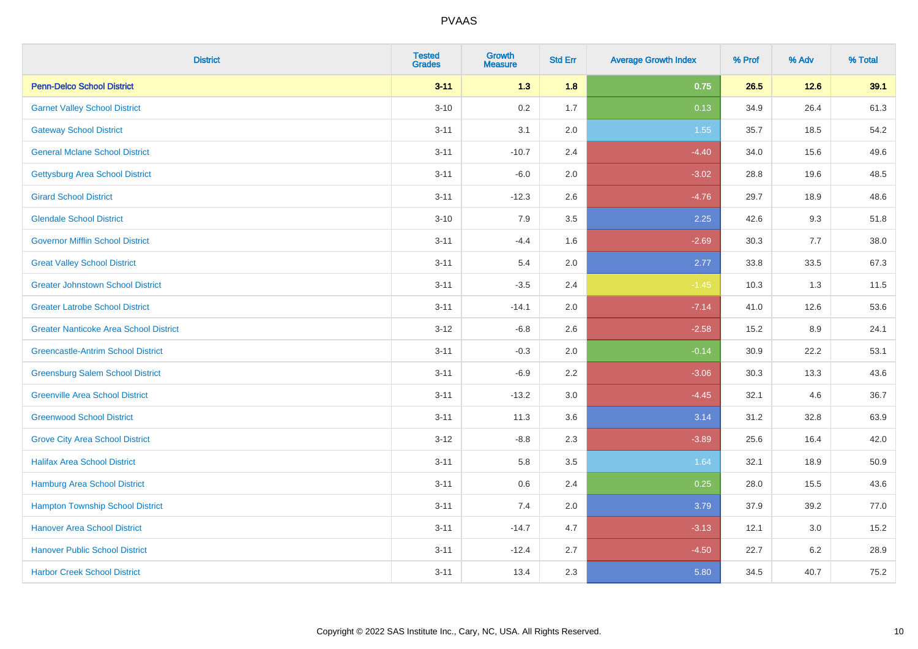| District | Tested Grades | Growth Measure | Std Err | Average Growth Index | % Prof | % Adv | % Total |
|---|---|---|---|---|---|---|---|
| **Penn-Delco School District** | **3-11** | **1.3** | **1.8** | **0.75** | **26.5** | **12.6** | **39.1** |
| Garnet Valley School District | 3-10 | 0.2 | 1.7 | 0.13 | 34.9 | 26.4 | 61.3 |
| Gateway School District | 3-11 | 3.1 | 2.0 | 1.55 | 35.7 | 18.5 | 54.2 |
| General Mclane School District | 3-11 | -10.7 | 2.4 | -4.40 | 34.0 | 15.6 | 49.6 |
| Gettysburg Area School District | 3-11 | -6.0 | 2.0 | -3.02 | 28.8 | 19.6 | 48.5 |
| Girard School District | 3-11 | -12.3 | 2.6 | -4.76 | 29.7 | 18.9 | 48.6 |
| Glendale School District | 3-10 | 7.9 | 3.5 | 2.25 | 42.6 | 9.3 | 51.8 |
| Governor Mifflin School District | 3-11 | -4.4 | 1.6 | -2.69 | 30.3 | 7.7 | 38.0 |
| Great Valley School District | 3-11 | 5.4 | 2.0 | 2.77 | 33.8 | 33.5 | 67.3 |
| Greater Johnstown School District | 3-11 | -3.5 | 2.4 | -1.45 | 10.3 | 1.3 | 11.5 |
| Greater Latrobe School District | 3-11 | -14.1 | 2.0 | -7.14 | 41.0 | 12.6 | 53.6 |
| Greater Nanticoke Area School District | 3-12 | -6.8 | 2.6 | -2.58 | 15.2 | 8.9 | 24.1 |
| Greencastle-Antrim School District | 3-11 | -0.3 | 2.0 | -0.14 | 30.9 | 22.2 | 53.1 |
| Greensburg Salem School District | 3-11 | -6.9 | 2.2 | -3.06 | 30.3 | 13.3 | 43.6 |
| Greenville Area School District | 3-11 | -13.2 | 3.0 | -4.45 | 32.1 | 4.6 | 36.7 |
| Greenwood School District | 3-11 | 11.3 | 3.6 | 3.14 | 31.2 | 32.8 | 63.9 |
| Grove City Area School District | 3-12 | -8.8 | 2.3 | -3.89 | 25.6 | 16.4 | 42.0 |
| Halifax Area School District | 3-11 | 5.8 | 3.5 | 1.64 | 32.1 | 18.9 | 50.9 |
| Hamburg Area School District | 3-11 | 0.6 | 2.4 | 0.25 | 28.0 | 15.5 | 43.6 |
| Hampton Township School District | 3-11 | 7.4 | 2.0 | 3.79 | 37.9 | 39.2 | 77.0 |
| Hanover Area School District | 3-11 | -14.7 | 4.7 | -3.13 | 12.1 | 3.0 | 15.2 |
| Hanover Public School District | 3-11 | -12.4 | 2.7 | -4.50 | 22.7 | 6.2 | 28.9 |
| Harbor Creek School District | 3-11 | 13.4 | 2.3 | 5.80 | 34.5 | 40.7 | 75.2 |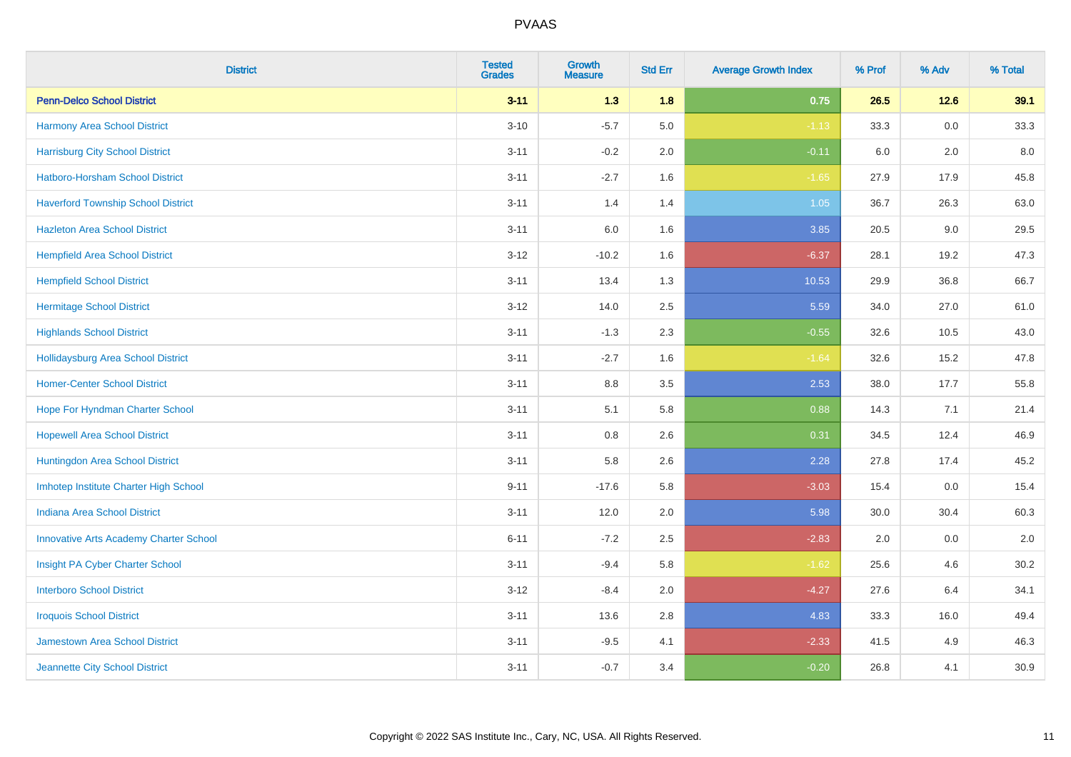| District | Tested Grades | Growth Measure | Std Err | Average Growth Index | % Prof | % Adv | % Total |
|---|---|---|---|---|---|---|---|
| **Penn-Delco School District** | **3-11** | **1.3** | **1.8** | **0.75** | **26.5** | **12.6** | **39.1** |
| Harmony Area School District | 3-10 | -5.7 | 5.0 | -1.13 | 33.3 | 0.0 | 33.3 |
| Harrisburg City School District | 3-11 | -0.2 | 2.0 | -0.11 | 6.0 | 2.0 | 8.0 |
| Hatboro-Horsham School District | 3-11 | -2.7 | 1.6 | -1.65 | 27.9 | 17.9 | 45.8 |
| Haverford Township School District | 3-11 | 1.4 | 1.4 | 1.05 | 36.7 | 26.3 | 63.0 |
| Hazleton Area School District | 3-11 | 6.0 | 1.6 | 3.85 | 20.5 | 9.0 | 29.5 |
| Hempfield Area School District | 3-12 | -10.2 | 1.6 | -6.37 | 28.1 | 19.2 | 47.3 |
| Hempfield School District | 3-11 | 13.4 | 1.3 | 10.53 | 29.9 | 36.8 | 66.7 |
| Hermitage School District | 3-12 | 14.0 | 2.5 | 5.59 | 34.0 | 27.0 | 61.0 |
| Highlands School District | 3-11 | -1.3 | 2.3 | -0.55 | 32.6 | 10.5 | 43.0 |
| Hollidaysburg Area School District | 3-11 | -2.7 | 1.6 | -1.64 | 32.6 | 15.2 | 47.8 |
| Homer-Center School District | 3-11 | 8.8 | 3.5 | 2.53 | 38.0 | 17.7 | 55.8 |
| Hope For Hyndman Charter School | 3-11 | 5.1 | 5.8 | 0.88 | 14.3 | 7.1 | 21.4 |
| Hopewell Area School District | 3-11 | 0.8 | 2.6 | 0.31 | 34.5 | 12.4 | 46.9 |
| Huntingdon Area School District | 3-11 | 5.8 | 2.6 | 2.28 | 27.8 | 17.4 | 45.2 |
| Imhotep Institute Charter High School | 9-11 | -17.6 | 5.8 | -3.03 | 15.4 | 0.0 | 15.4 |
| Indiana Area School District | 3-11 | 12.0 | 2.0 | 5.98 | 30.0 | 30.4 | 60.3 |
| Innovative Arts Academy Charter School | 6-11 | -7.2 | 2.5 | -2.83 | 2.0 | 0.0 | 2.0 |
| Insight PA Cyber Charter School | 3-11 | -9.4 | 5.8 | -1.62 | 25.6 | 4.6 | 30.2 |
| Interboro School District | 3-12 | -8.4 | 2.0 | -4.27 | 27.6 | 6.4 | 34.1 |
| Iroquois School District | 3-11 | 13.6 | 2.8 | 4.83 | 33.3 | 16.0 | 49.4 |
| Jamestown Area School District | 3-11 | -9.5 | 4.1 | -2.33 | 41.5 | 4.9 | 46.3 |
| Jeannette City School District | 3-11 | -0.7 | 3.4 | -0.20 | 26.8 | 4.1 | 30.9 |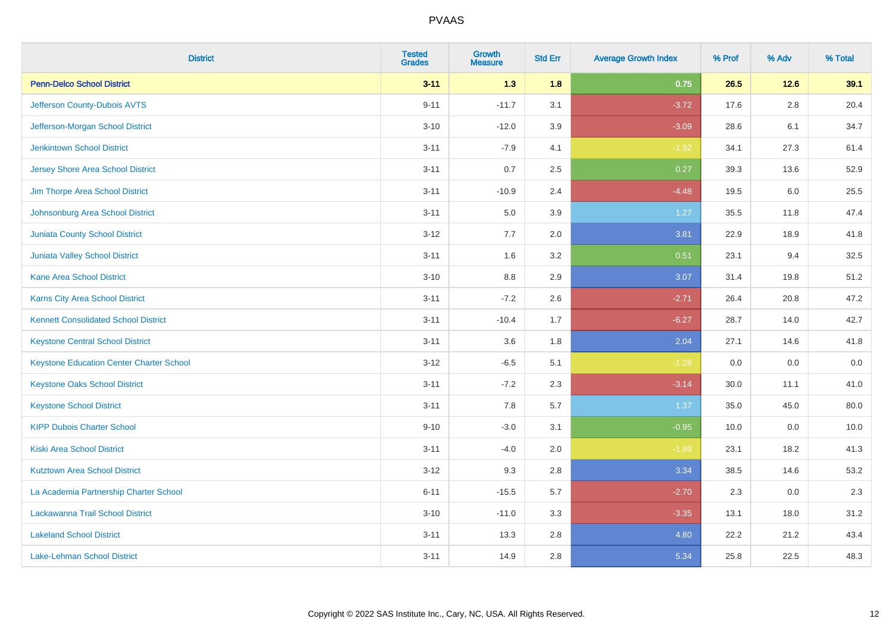| District | Tested Grades | Growth Measure | Std Err | Average Growth Index | % Prof | % Adv | % Total |
|---|---|---|---|---|---|---|---|
| **Penn-Delco School District** | **3-11** | **1.3** | **1.8** | **0.75** | **26.5** | **12.6** | **39.1** |
| Jefferson County-Dubois AVTS | 9-11 | -11.7 | 3.1 | -3.72 | 17.6 | 2.8 | 20.4 |
| Jefferson-Morgan School District | 3-10 | -12.0 | 3.9 | -3.09 | 28.6 | 6.1 | 34.7 |
| Jenkintown School District | 3-11 | -7.9 | 4.1 | -1.92 | 34.1 | 27.3 | 61.4 |
| Jersey Shore Area School District | 3-11 | 0.7 | 2.5 | 0.27 | 39.3 | 13.6 | 52.9 |
| Jim Thorpe Area School District | 3-11 | -10.9 | 2.4 | -4.48 | 19.5 | 6.0 | 25.5 |
| Johnsonburg Area School District | 3-11 | 5.0 | 3.9 | 1.27 | 35.5 | 11.8 | 47.4 |
| Juniata County School District | 3-12 | 7.7 | 2.0 | 3.81 | 22.9 | 18.9 | 41.8 |
| Juniata Valley School District | 3-11 | 1.6 | 3.2 | 0.51 | 23.1 | 9.4 | 32.5 |
| Kane Area School District | 3-10 | 8.8 | 2.9 | 3.07 | 31.4 | 19.8 | 51.2 |
| Karns City Area School District | 3-11 | -7.2 | 2.6 | -2.71 | 26.4 | 20.8 | 47.2 |
| Kennett Consolidated School District | 3-11 | -10.4 | 1.7 | -6.27 | 28.7 | 14.0 | 42.7 |
| Keystone Central School District | 3-11 | 3.6 | 1.8 | 2.04 | 27.1 | 14.6 | 41.8 |
| Keystone Education Center Charter School | 3-12 | -6.5 | 5.1 | -1.28 | 0.0 | 0.0 | 0.0 |
| Keystone Oaks School District | 3-11 | -7.2 | 2.3 | -3.14 | 30.0 | 11.1 | 41.0 |
| Keystone School District | 3-11 | 7.8 | 5.7 | 1.37 | 35.0 | 45.0 | 80.0 |
| KIPP Dubois Charter School | 9-10 | -3.0 | 3.1 | -0.95 | 10.0 | 0.0 | 10.0 |
| Kiski Area School District | 3-11 | -4.0 | 2.0 | -1.99 | 23.1 | 18.2 | 41.3 |
| Kutztown Area School District | 3-12 | 9.3 | 2.8 | 3.34 | 38.5 | 14.6 | 53.2 |
| La Academia Partnership Charter School | 6-11 | -15.5 | 5.7 | -2.70 | 2.3 | 0.0 | 2.3 |
| Lackawanna Trail School District | 3-10 | -11.0 | 3.3 | -3.35 | 13.1 | 18.0 | 31.2 |
| Lakeland School District | 3-11 | 13.3 | 2.8 | 4.80 | 22.2 | 21.2 | 43.4 |
| Lake-Lehman School District | 3-11 | 14.9 | 2.8 | 5.34 | 25.8 | 22.5 | 48.3 |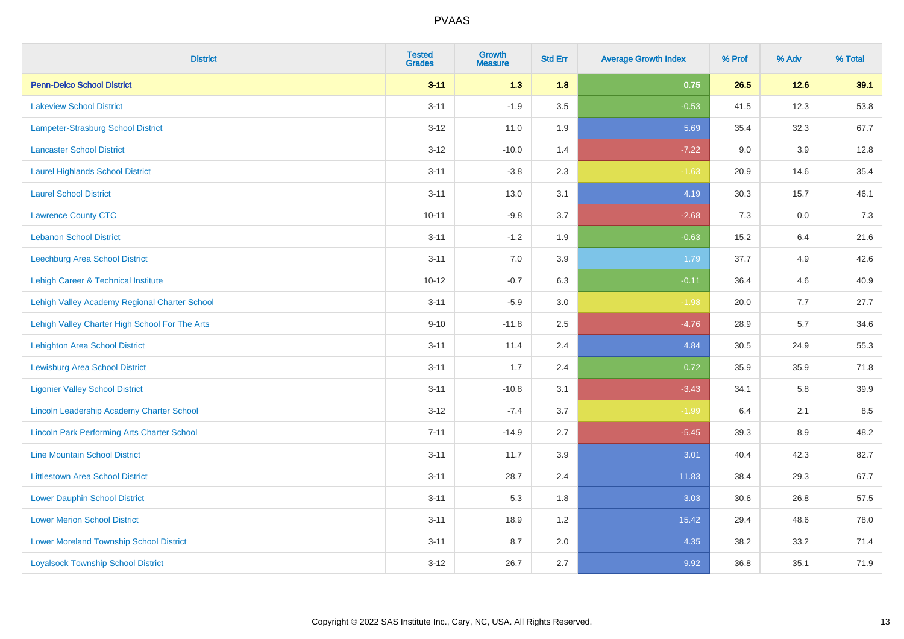# PVAAS

| District | Tested Grades | Growth Measure | Std Err | Average Growth Index | % Prof | % Adv | % Total |
|---|---|---|---|---|---|---|---|
| **Penn-Delco School District** | **3-11** | **1.3** | **1.8** | **0.75** | **26.5** | **12.6** | **39.1** |
| Lakeview School District | 3-11 | -1.9 | 3.5 | -0.53 | 41.5 | 12.3 | 53.8 |
| Lampeter-Strasburg School District | 3-12 | 11.0 | 1.9 | 5.69 | 35.4 | 32.3 | 67.7 |
| Lancaster School District | 3-12 | -10.0 | 1.4 | -7.22 | 9.0 | 3.9 | 12.8 |
| Laurel Highlands School District | 3-11 | -3.8 | 2.3 | -1.63 | 20.9 | 14.6 | 35.4 |
| Laurel School District | 3-11 | 13.0 | 3.1 | 4.19 | 30.3 | 15.7 | 46.1 |
| Lawrence County CTC | 10-11 | -9.8 | 3.7 | -2.68 | 7.3 | 0.0 | 7.3 |
| Lebanon School District | 3-11 | -1.2 | 1.9 | -0.63 | 15.2 | 6.4 | 21.6 |
| Leechburg Area School District | 3-11 | 7.0 | 3.9 | 1.79 | 37.7 | 4.9 | 42.6 |
| Lehigh Career & Technical Institute | 10-12 | -0.7 | 6.3 | -0.11 | 36.4 | 4.6 | 40.9 |
| Lehigh Valley Academy Regional Charter School | 3-11 | -5.9 | 3.0 | -1.98 | 20.0 | 7.7 | 27.7 |
| Lehigh Valley Charter High School For The Arts | 9-10 | -11.8 | 2.5 | -4.76 | 28.9 | 5.7 | 34.6 |
| Lehighton Area School District | 3-11 | 11.4 | 2.4 | 4.84 | 30.5 | 24.9 | 55.3 |
| Lewisburg Area School District | 3-11 | 1.7 | 2.4 | 0.72 | 35.9 | 35.9 | 71.8 |
| Ligonier Valley School District | 3-11 | -10.8 | 3.1 | -3.43 | 34.1 | 5.8 | 39.9 |
| Lincoln Leadership Academy Charter School | 3-12 | -7.4 | 3.7 | -1.99 | 6.4 | 2.1 | 8.5 |
| Lincoln Park Performing Arts Charter School | 7-11 | -14.9 | 2.7 | -5.45 | 39.3 | 8.9 | 48.2 |
| Line Mountain School District | 3-11 | 11.7 | 3.9 | 3.01 | 40.4 | 42.3 | 82.7 |
| Littlestown Area School District | 3-11 | 28.7 | 2.4 | 11.83 | 38.4 | 29.3 | 67.7 |
| Lower Dauphin School District | 3-11 | 5.3 | 1.8 | 3.03 | 30.6 | 26.8 | 57.5 |
| Lower Merion School District | 3-11 | 18.9 | 1.2 | 15.42 | 29.4 | 48.6 | 78.0 |
| Lower Moreland Township School District | 3-11 | 8.7 | 2.0 | 4.35 | 38.2 | 33.2 | 71.4 |
| Loyalsock Township School District | 3-12 | 26.7 | 2.7 | 9.92 | 36.8 | 35.1 | 71.9 |

Copyright © 2022 SAS Institute Inc., Cary, NC, USA. All Rights Reserved.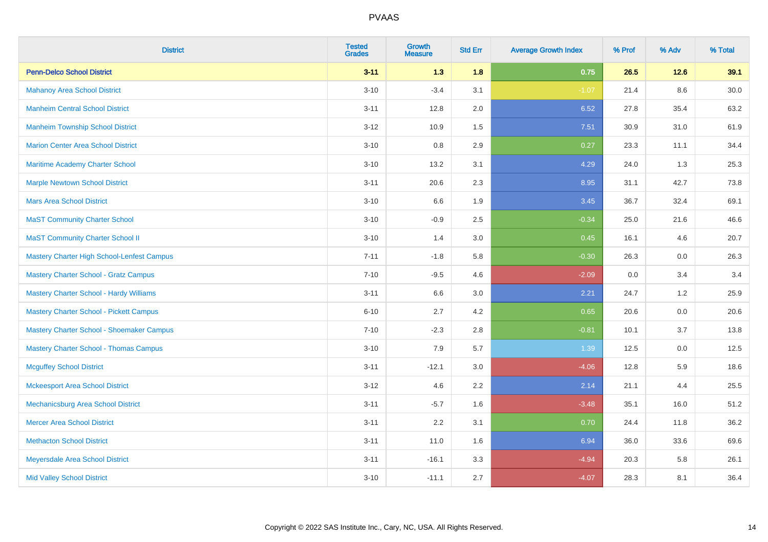# PVAAS

| District | Tested Grades | Growth Measure | Std Err | Average Growth Index | % Prof | % Adv | % Total |
|---|---|---|---|---|---|---|---|
| **Penn-Delco School District** | **3-11** | **1.3** | **1.8** | **0.75** | **26.5** | **12.6** | **39.1** |
| Mahanoy Area School District | 3-10 | -3.4 | 3.1 | -1.07 | 21.4 | 8.6 | 30.0 |
| Manheim Central School District | 3-11 | 12.8 | 2.0 | 6.52 | 27.8 | 35.4 | 63.2 |
| Manheim Township School District | 3-12 | 10.9 | 1.5 | 7.51 | 30.9 | 31.0 | 61.9 |
| Marion Center Area School District | 3-10 | 0.8 | 2.9 | 0.27 | 23.3 | 11.1 | 34.4 |
| Maritime Academy Charter School | 3-10 | 13.2 | 3.1 | 4.29 | 24.0 | 1.3 | 25.3 |
| Marple Newtown School District | 3-11 | 20.6 | 2.3 | 8.95 | 31.1 | 42.7 | 73.8 |
| Mars Area School District | 3-10 | 6.6 | 1.9 | 3.45 | 36.7 | 32.4 | 69.1 |
| MaST Community Charter School | 3-10 | -0.9 | 2.5 | -0.34 | 25.0 | 21.6 | 46.6 |
| MaST Community Charter School II | 3-10 | 1.4 | 3.0 | 0.45 | 16.1 | 4.6 | 20.7 |
| Mastery Charter High School-Lenfest Campus | 7-11 | -1.8 | 5.8 | -0.30 | 26.3 | 0.0 | 26.3 |
| Mastery Charter School - Gratz Campus | 7-10 | -9.5 | 4.6 | -2.09 | 0.0 | 3.4 | 3.4 |
| Mastery Charter School - Hardy Williams | 3-11 | 6.6 | 3.0 | 2.21 | 24.7 | 1.2 | 25.9 |
| Mastery Charter School - Pickett Campus | 6-10 | 2.7 | 4.2 | 0.65 | 20.6 | 0.0 | 20.6 |
| Mastery Charter School - Shoemaker Campus | 7-10 | -2.3 | 2.8 | -0.81 | 10.1 | 3.7 | 13.8 |
| Mastery Charter School - Thomas Campus | 3-10 | 7.9 | 5.7 | 1.39 | 12.5 | 0.0 | 12.5 |
| Mcguffey School District | 3-11 | -12.1 | 3.0 | -4.06 | 12.8 | 5.9 | 18.6 |
| Mckeesport Area School District | 3-12 | 4.6 | 2.2 | 2.14 | 21.1 | 4.4 | 25.5 |
| Mechanicsburg Area School District | 3-11 | -5.7 | 1.6 | -3.48 | 35.1 | 16.0 | 51.2 |
| Mercer Area School District | 3-11 | 2.2 | 3.1 | 0.70 | 24.4 | 11.8 | 36.2 |
| Methacton School District | 3-11 | 11.0 | 1.6 | 6.94 | 36.0 | 33.6 | 69.6 |
| Meyersdale Area School District | 3-11 | -16.1 | 3.3 | -4.94 | 20.3 | 5.8 | 26.1 |
| Mid Valley School District | 3-10 | -11.1 | 2.7 | -4.07 | 28.3 | 8.1 | 36.4 |

Copyright © 2022 SAS Institute Inc., Cary, NC, USA. All Rights Reserved.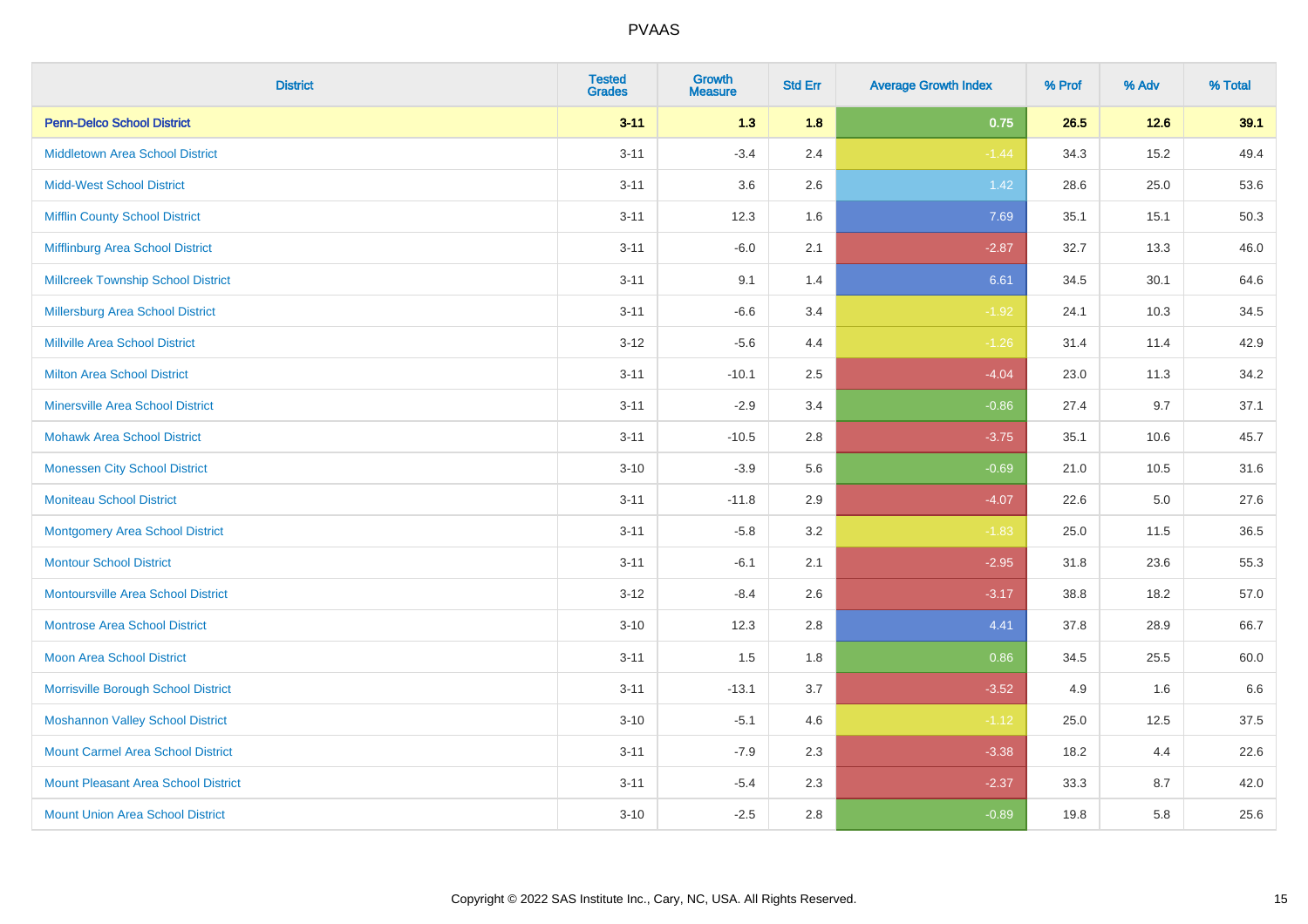PVAAS

| District | Tested Grades | Growth Measure | Std Err | Average Growth Index | % Prof | % Adv | % Total |
|---|---|---|---|---|---|---|---|
| **Penn-Delco School District** | **3-11** | **1.3** | **1.8** | **0.75** | **26.5** | **12.6** | **39.1** |
| Middletown Area School District | 3-11 | -3.4 | 2.4 | -1.44 | 34.3 | 15.2 | 49.4 |
| Midd-West School District | 3-11 | 3.6 | 2.6 | 1.42 | 28.6 | 25.0 | 53.6 |
| Mifflin County School District | 3-11 | 12.3 | 1.6 | 7.69 | 35.1 | 15.1 | 50.3 |
| Mifflinburg Area School District | 3-11 | -6.0 | 2.1 | -2.87 | 32.7 | 13.3 | 46.0 |
| Millcreek Township School District | 3-11 | 9.1 | 1.4 | 6.61 | 34.5 | 30.1 | 64.6 |
| Millersburg Area School District | 3-11 | -6.6 | 3.4 | -1.92 | 24.1 | 10.3 | 34.5 |
| Millville Area School District | 3-12 | -5.6 | 4.4 | -1.26 | 31.4 | 11.4 | 42.9 |
| Milton Area School District | 3-11 | -10.1 | 2.5 | -4.04 | 23.0 | 11.3 | 34.2 |
| Minersville Area School District | 3-11 | -2.9 | 3.4 | -0.86 | 27.4 | 9.7 | 37.1 |
| Mohawk Area School District | 3-11 | -10.5 | 2.8 | -3.75 | 35.1 | 10.6 | 45.7 |
| Monessen City School District | 3-10 | -3.9 | 5.6 | -0.69 | 21.0 | 10.5 | 31.6 |
| Moniteau School District | 3-11 | -11.8 | 2.9 | -4.07 | 22.6 | 5.0 | 27.6 |
| Montgomery Area School District | 3-11 | -5.8 | 3.2 | -1.83 | 25.0 | 11.5 | 36.5 |
| Montour School District | 3-11 | -6.1 | 2.1 | -2.95 | 31.8 | 23.6 | 55.3 |
| Montoursville Area School District | 3-12 | -8.4 | 2.6 | -3.17 | 38.8 | 18.2 | 57.0 |
| Montrose Area School District | 3-10 | 12.3 | 2.8 | 4.41 | 37.8 | 28.9 | 66.7 |
| Moon Area School District | 3-11 | 1.5 | 1.8 | 0.86 | 34.5 | 25.5 | 60.0 |
| Morrisville Borough School District | 3-11 | -13.1 | 3.7 | -3.52 | 4.9 | 1.6 | 6.6 |
| Moshannon Valley School District | 3-10 | -5.1 | 4.6 | -1.12 | 25.0 | 12.5 | 37.5 |
| Mount Carmel Area School District | 3-11 | -7.9 | 2.3 | -3.38 | 18.2 | 4.4 | 22.6 |
| Mount Pleasant Area School District | 3-11 | -5.4 | 2.3 | -2.37 | 33.3 | 8.7 | 42.0 |
| Mount Union Area School District | 3-10 | -2.5 | 2.8 | -0.89 | 19.8 | 5.8 | 25.6 |

Copyright © 2022 SAS Institute Inc., Cary, NC, USA. All Rights Reserved.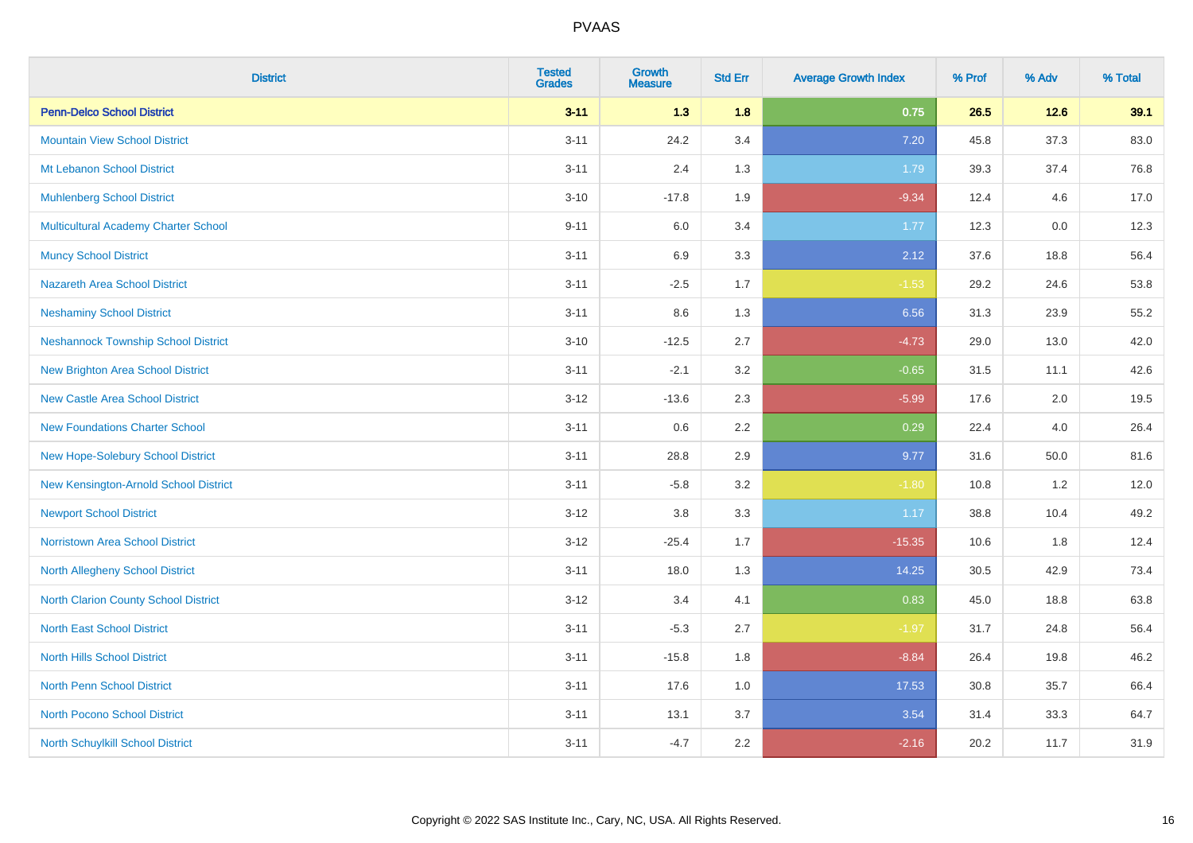| District | Tested Grades | Growth Measure | Std Err | Average Growth Index | % Prof | % Adv | % Total |
|---|---|---|---|---|---|---|---|
| **Penn-Delco School District** | **3-11** | **1.3** | **1.8** | **0.75** | **26.5** | **12.6** | **39.1** |
| Mountain View School District | 3-11 | 24.2 | 3.4 | 7.20 | 45.8 | 37.3 | 83.0 |
| Mt Lebanon School District | 3-11 | 2.4 | 1.3 | 1.79 | 39.3 | 37.4 | 76.8 |
| Muhlenberg School District | 3-10 | -17.8 | 1.9 | -9.34 | 12.4 | 4.6 | 17.0 |
| Multicultural Academy Charter School | 9-11 | 6.0 | 3.4 | 1.77 | 12.3 | 0.0 | 12.3 |
| Muncy School District | 3-11 | 6.9 | 3.3 | 2.12 | 37.6 | 18.8 | 56.4 |
| Nazareth Area School District | 3-11 | -2.5 | 1.7 | -1.53 | 29.2 | 24.6 | 53.8 |
| Neshaminy School District | 3-11 | 8.6 | 1.3 | 6.56 | 31.3 | 23.9 | 55.2 |
| Neshannock Township School District | 3-10 | -12.5 | 2.7 | -4.73 | 29.0 | 13.0 | 42.0 |
| New Brighton Area School District | 3-11 | -2.1 | 3.2 | -0.65 | 31.5 | 11.1 | 42.6 |
| New Castle Area School District | 3-12 | -13.6 | 2.3 | -5.99 | 17.6 | 2.0 | 19.5 |
| New Foundations Charter School | 3-11 | 0.6 | 2.2 | 0.29 | 22.4 | 4.0 | 26.4 |
| New Hope-Solebury School District | 3-11 | 28.8 | 2.9 | 9.77 | 31.6 | 50.0 | 81.6 |
| New Kensington-Arnold School District | 3-11 | -5.8 | 3.2 | -1.80 | 10.8 | 1.2 | 12.0 |
| Newport School District | 3-12 | 3.8 | 3.3 | 1.17 | 38.8 | 10.4 | 49.2 |
| Norristown Area School District | 3-12 | -25.4 | 1.7 | -15.35 | 10.6 | 1.8 | 12.4 |
| North Allegheny School District | 3-11 | 18.0 | 1.3 | 14.25 | 30.5 | 42.9 | 73.4 |
| North Clarion County School District | 3-12 | 3.4 | 4.1 | 0.83 | 45.0 | 18.8 | 63.8 |
| North East School District | 3-11 | -5.3 | 2.7 | -1.97 | 31.7 | 24.8 | 56.4 |
| North Hills School District | 3-11 | -15.8 | 1.8 | -8.84 | 26.4 | 19.8 | 46.2 |
| North Penn School District | 3-11 | 17.6 | 1.0 | 17.53 | 30.8 | 35.7 | 66.4 |
| North Pocono School District | 3-11 | 13.1 | 3.7 | 3.54 | 31.4 | 33.3 | 64.7 |
| North Schuylkill School District | 3-11 | -4.7 | 2.2 | -2.16 | 20.2 | 11.7 | 31.9 |

Copyright © 2022 SAS Institute Inc., Cary, NC, USA. All Rights Reserved.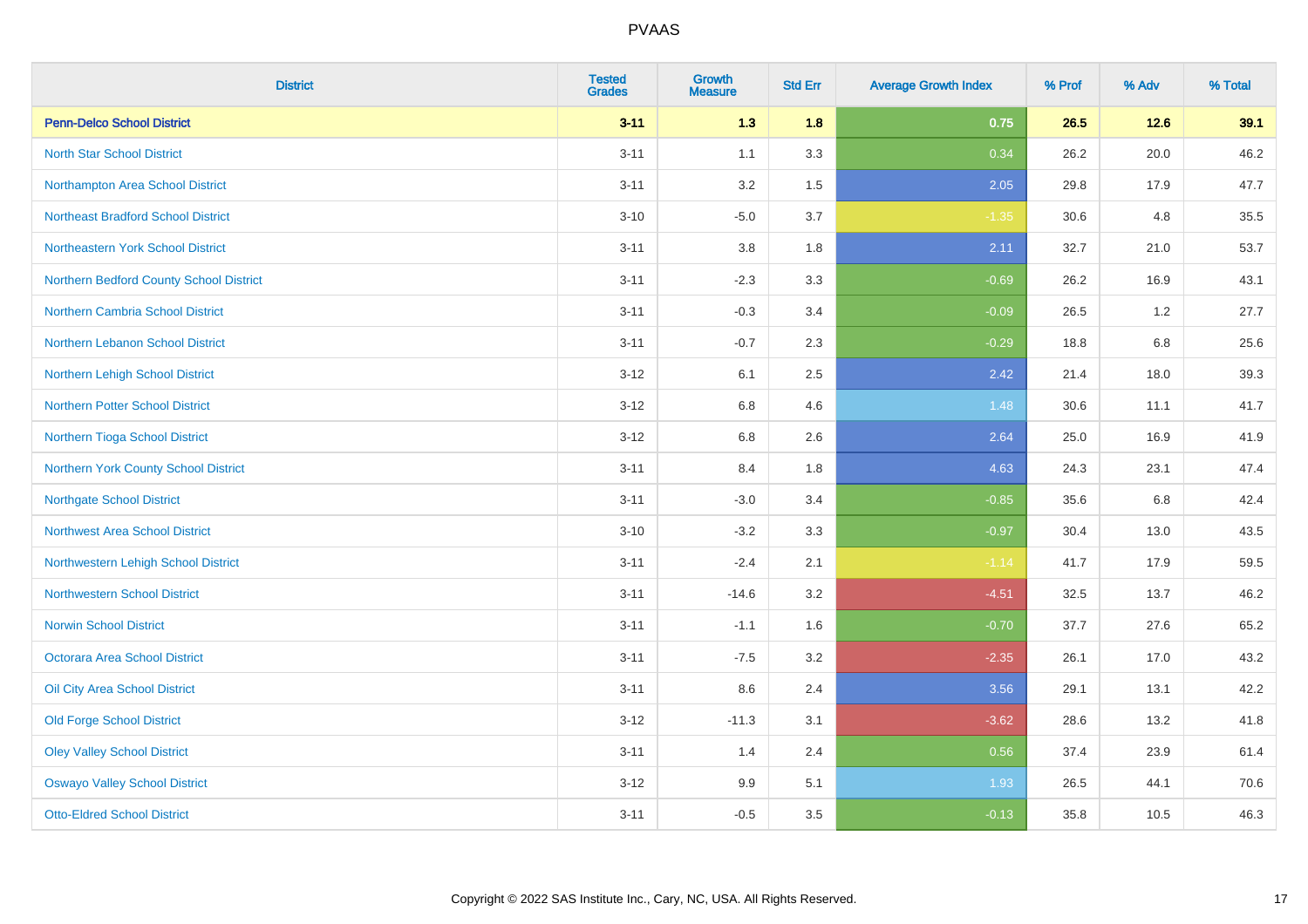# PVAAS

| District | Tested Grades | Growth Measure | Std Err | Average Growth Index | % Prof | % Adv | % Total |
|---|---|---|---|---|---|---|---|
| **Penn-Delco School District** | **3-11** | **1.3** | **1.8** | **0.75** | **26.5** | **12.6** | **39.1** |
| North Star School District | 3-11 | 1.1 | 3.3 | 0.34 | 26.2 | 20.0 | 46.2 |
| Northampton Area School District | 3-11 | 3.2 | 1.5 | 2.05 | 29.8 | 17.9 | 47.7 |
| Northeast Bradford School District | 3-10 | -5.0 | 3.7 | -1.35 | 30.6 | 4.8 | 35.5 |
| Northeastern York School District | 3-11 | 3.8 | 1.8 | 2.11 | 32.7 | 21.0 | 53.7 |
| Northern Bedford County School District | 3-11 | -2.3 | 3.3 | -0.69 | 26.2 | 16.9 | 43.1 |
| Northern Cambria School District | 3-11 | -0.3 | 3.4 | -0.09 | 26.5 | 1.2 | 27.7 |
| Northern Lebanon School District | 3-11 | -0.7 | 2.3 | -0.29 | 18.8 | 6.8 | 25.6 |
| Northern Lehigh School District | 3-12 | 6.1 | 2.5 | 2.42 | 21.4 | 18.0 | 39.3 |
| Northern Potter School District | 3-12 | 6.8 | 4.6 | 1.48 | 30.6 | 11.1 | 41.7 |
| Northern Tioga School District | 3-12 | 6.8 | 2.6 | 2.64 | 25.0 | 16.9 | 41.9 |
| Northern York County School District | 3-11 | 8.4 | 1.8 | 4.63 | 24.3 | 23.1 | 47.4 |
| Northgate School District | 3-11 | -3.0 | 3.4 | -0.85 | 35.6 | 6.8 | 42.4 |
| Northwest Area School District | 3-10 | -3.2 | 3.3 | -0.97 | 30.4 | 13.0 | 43.5 |
| Northwestern Lehigh School District | 3-11 | -2.4 | 2.1 | -1.14 | 41.7 | 17.9 | 59.5 |
| Northwestern School District | 3-11 | -14.6 | 3.2 | -4.51 | 32.5 | 13.7 | 46.2 |
| Norwin School District | 3-11 | -1.1 | 1.6 | -0.70 | 37.7 | 27.6 | 65.2 |
| Octorara Area School District | 3-11 | -7.5 | 3.2 | -2.35 | 26.1 | 17.0 | 43.2 |
| Oil City Area School District | 3-11 | 8.6 | 2.4 | 3.56 | 29.1 | 13.1 | 42.2 |
| Old Forge School District | 3-12 | -11.3 | 3.1 | -3.62 | 28.6 | 13.2 | 41.8 |
| Oley Valley School District | 3-11 | 1.4 | 2.4 | 0.56 | 37.4 | 23.9 | 61.4 |
| Oswayo Valley School District | 3-12 | 9.9 | 5.1 | 1.93 | 26.5 | 44.1 | 70.6 |
| Otto-Eldred School District | 3-11 | -0.5 | 3.5 | -0.13 | 35.8 | 10.5 | 46.3 |

Copyright © 2022 SAS Institute Inc., Cary, NC, USA. All Rights Reserved.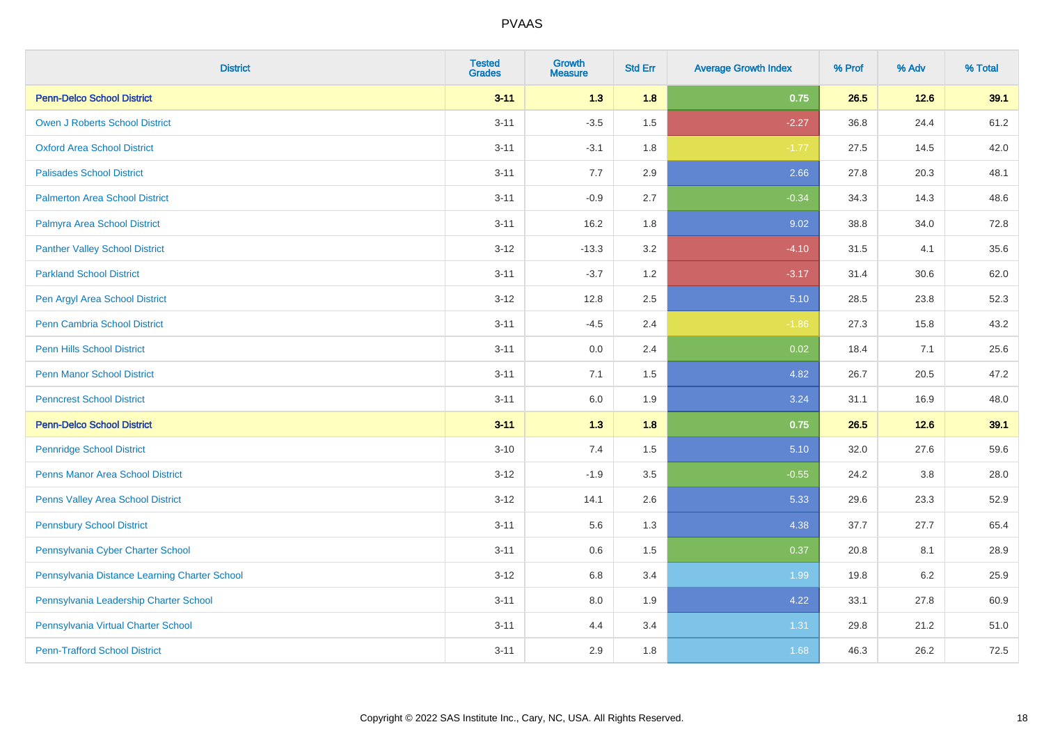# PVAAS

| District | Tested Grades | Growth Measure | Std Err | Average Growth Index | % Prof | % Adv | % Total |
|---|---|---|---|---|---|---|---|
| **Penn-Delco School District** | **3-11** | **1.3** | **1.8** | **0.75** | **26.5** | **12.6** | **39.1** |
| Owen J Roberts School District | 3-11 | -3.5 | 1.5 | -2.27 | 36.8 | 24.4 | 61.2 |
| Oxford Area School District | 3-11 | -3.1 | 1.8 | -1.77 | 27.5 | 14.5 | 42.0 |
| Palisades School District | 3-11 | 7.7 | 2.9 | 2.66 | 27.8 | 20.3 | 48.1 |
| Palmerton Area School District | 3-11 | -0.9 | 2.7 | -0.34 | 34.3 | 14.3 | 48.6 |
| Palmyra Area School District | 3-11 | 16.2 | 1.8 | 9.02 | 38.8 | 34.0 | 72.8 |
| Panther Valley School District | 3-12 | -13.3 | 3.2 | -4.10 | 31.5 | 4.1 | 35.6 |
| Parkland School District | 3-11 | -3.7 | 1.2 | -3.17 | 31.4 | 30.6 | 62.0 |
| Pen Argyl Area School District | 3-12 | 12.8 | 2.5 | 5.10 | 28.5 | 23.8 | 52.3 |
| Penn Cambria School District | 3-11 | -4.5 | 2.4 | -1.86 | 27.3 | 15.8 | 43.2 |
| Penn Hills School District | 3-11 | 0.0 | 2.4 | 0.02 | 18.4 | 7.1 | 25.6 |
| Penn Manor School District | 3-11 | 7.1 | 1.5 | 4.82 | 26.7 | 20.5 | 47.2 |
| Penncrest School District | 3-11 | 6.0 | 1.9 | 3.24 | 31.1 | 16.9 | 48.0 |
| **Penn-Delco School District** | **3-11** | **1.3** | **1.8** | **0.75** | **26.5** | **12.6** | **39.1** |
| Pennridge School District | 3-10 | 7.4 | 1.5 | 5.10 | 32.0 | 27.6 | 59.6 |
| Penns Manor Area School District | 3-12 | -1.9 | 3.5 | -0.55 | 24.2 | 3.8 | 28.0 |
| Penns Valley Area School District | 3-12 | 14.1 | 2.6 | 5.33 | 29.6 | 23.3 | 52.9 |
| Pennsbury School District | 3-11 | 5.6 | 1.3 | 4.38 | 37.7 | 27.7 | 65.4 |
| Pennsylvania Cyber Charter School | 3-11 | 0.6 | 1.5 | 0.37 | 20.8 | 8.1 | 28.9 |
| Pennsylvania Distance Learning Charter School | 3-12 | 6.8 | 3.4 | 1.99 | 19.8 | 6.2 | 25.9 |
| Pennsylvania Leadership Charter School | 3-11 | 8.0 | 1.9 | 4.22 | 33.1 | 27.8 | 60.9 |
| Pennsylvania Virtual Charter School | 3-11 | 4.4 | 3.4 | 1.31 | 29.8 | 21.2 | 51.0 |
| Penn-Trafford School District | 3-11 | 2.9 | 1.8 | 1.68 | 46.3 | 26.2 | 72.5 |

Copyright © 2022 SAS Institute Inc., Cary, NC, USA. All Rights Reserved.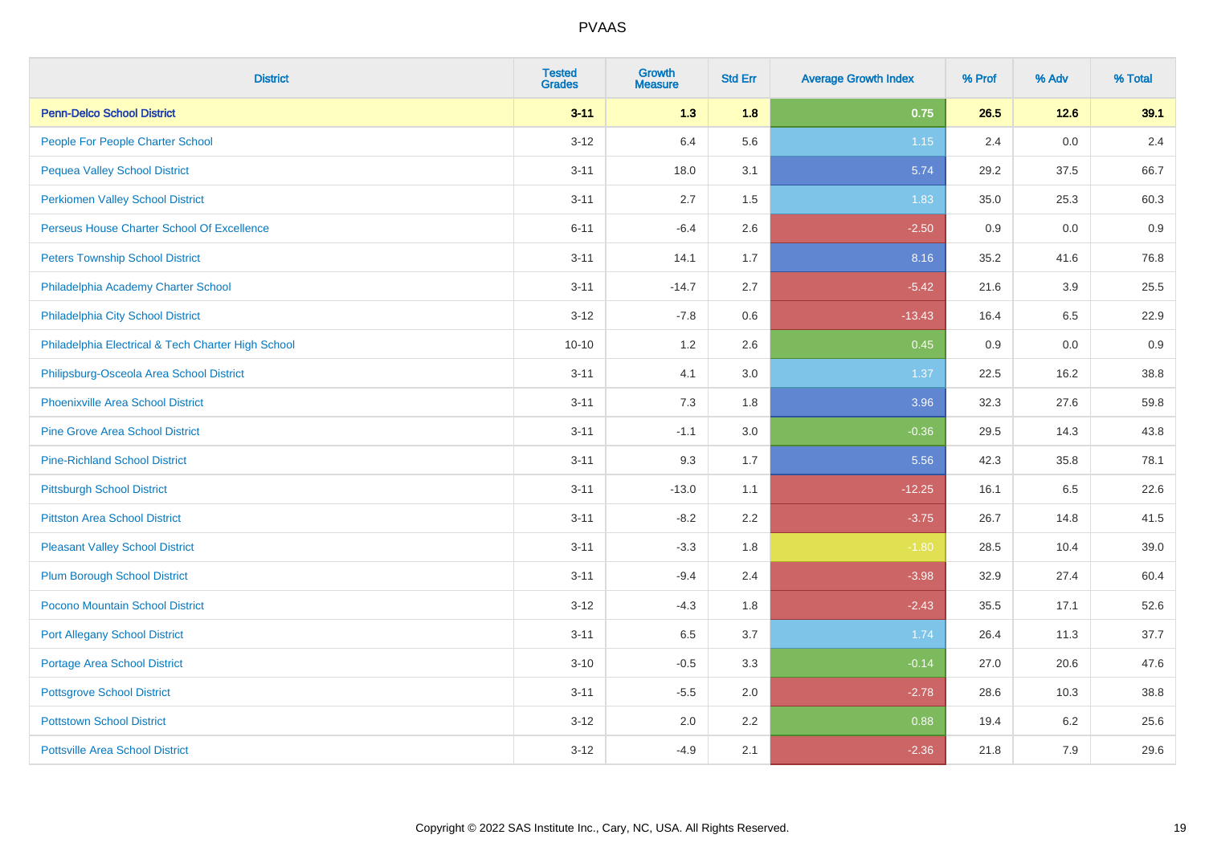| District | Tested Grades | Growth Measure | Std Err | Average Growth Index | % Prof | % Adv | % Total |
|---|---|---|---|---|---|---|---|
| **Penn-Delco School District** | **3-11** | **1.3** | **1.8** | **0.75** | **26.5** | **12.6** | **39.1** |
| People For People Charter School | 3-12 | 6.4 | 5.6 | 1.15 | 2.4 | 0.0 | 2.4 |
| Pequea Valley School District | 3-11 | 18.0 | 3.1 | 5.74 | 29.2 | 37.5 | 66.7 |
| Perkiomen Valley School District | 3-11 | 2.7 | 1.5 | 1.83 | 35.0 | 25.3 | 60.3 |
| Perseus House Charter School Of Excellence | 6-11 | -6.4 | 2.6 | -2.50 | 0.9 | 0.0 | 0.9 |
| Peters Township School District | 3-11 | 14.1 | 1.7 | 8.16 | 35.2 | 41.6 | 76.8 |
| Philadelphia Academy Charter School | 3-11 | -14.7 | 2.7 | -5.42 | 21.6 | 3.9 | 25.5 |
| Philadelphia City School District | 3-12 | -7.8 | 0.6 | -13.43 | 16.4 | 6.5 | 22.9 |
| Philadelphia Electrical & Tech Charter High School | 10-10 | 1.2 | 2.6 | 0.45 | 0.9 | 0.0 | 0.9 |
| Philipsburg-Osceola Area School District | 3-11 | 4.1 | 3.0 | 1.37 | 22.5 | 16.2 | 38.8 |
| Phoenixville Area School District | 3-11 | 7.3 | 1.8 | 3.96 | 32.3 | 27.6 | 59.8 |
| Pine Grove Area School District | 3-11 | -1.1 | 3.0 | -0.36 | 29.5 | 14.3 | 43.8 |
| Pine-Richland School District | 3-11 | 9.3 | 1.7 | 5.56 | 42.3 | 35.8 | 78.1 |
| Pittsburgh School District | 3-11 | -13.0 | 1.1 | -12.25 | 16.1 | 6.5 | 22.6 |
| Pittston Area School District | 3-11 | -8.2 | 2.2 | -3.75 | 26.7 | 14.8 | 41.5 |
| Pleasant Valley School District | 3-11 | -3.3 | 1.8 | -1.80 | 28.5 | 10.4 | 39.0 |
| Plum Borough School District | 3-11 | -9.4 | 2.4 | -3.98 | 32.9 | 27.4 | 60.4 |
| Pocono Mountain School District | 3-12 | -4.3 | 1.8 | -2.43 | 35.5 | 17.1 | 52.6 |
| Port Allegany School District | 3-11 | 6.5 | 3.7 | 1.74 | 26.4 | 11.3 | 37.7 |
| Portage Area School District | 3-10 | -0.5 | 3.3 | -0.14 | 27.0 | 20.6 | 47.6 |
| Pottsgrove School District | 3-11 | -5.5 | 2.0 | -2.78 | 28.6 | 10.3 | 38.8 |
| Pottstown School District | 3-12 | 2.0 | 2.2 | 0.88 | 19.4 | 6.2 | 25.6 |
| Pottsville Area School District | 3-12 | -4.9 | 2.1 | -2.36 | 21.8 | 7.9 | 29.6 |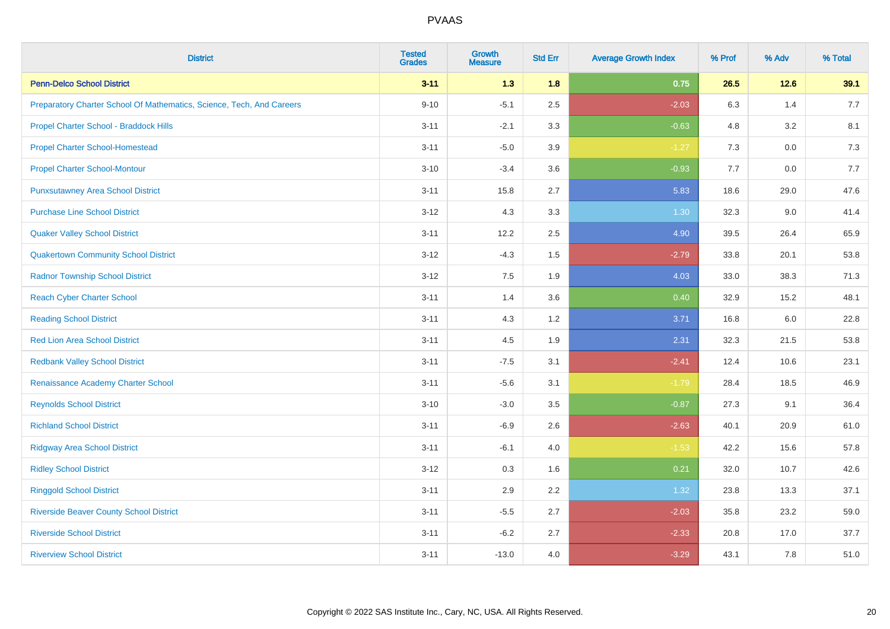| District | Tested Grades | Growth Measure | Std Err | Average Growth Index | % Prof | % Adv | % Total |
|---|---|---|---|---|---|---|---|
| **Penn-Delco School District** | **3-11** | **1.3** | **1.8** | **0.75** | **26.5** | **12.6** | **39.1** |
| Preparatory Charter School Of Mathematics, Science, Tech, And Careers | 9-10 | -5.1 | 2.5 | -2.03 | 6.3 | 1.4 | 7.7 |
| Propel Charter School - Braddock Hills | 3-11 | -2.1 | 3.3 | -0.63 | 4.8 | 3.2 | 8.1 |
| Propel Charter School-Homestead | 3-11 | -5.0 | 3.9 | -1.27 | 7.3 | 0.0 | 7.3 |
| Propel Charter School-Montour | 3-10 | -3.4 | 3.6 | -0.93 | 7.7 | 0.0 | 7.7 |
| Punxsutawney Area School District | 3-11 | 15.8 | 2.7 | 5.83 | 18.6 | 29.0 | 47.6 |
| Purchase Line School District | 3-12 | 4.3 | 3.3 | 1.30 | 32.3 | 9.0 | 41.4 |
| Quaker Valley School District | 3-11 | 12.2 | 2.5 | 4.90 | 39.5 | 26.4 | 65.9 |
| Quakertown Community School District | 3-12 | -4.3 | 1.5 | -2.79 | 33.8 | 20.1 | 53.8 |
| Radnor Township School District | 3-12 | 7.5 | 1.9 | 4.03 | 33.0 | 38.3 | 71.3 |
| Reach Cyber Charter School | 3-11 | 1.4 | 3.6 | 0.40 | 32.9 | 15.2 | 48.1 |
| Reading School District | 3-11 | 4.3 | 1.2 | 3.71 | 16.8 | 6.0 | 22.8 |
| Red Lion Area School District | 3-11 | 4.5 | 1.9 | 2.31 | 32.3 | 21.5 | 53.8 |
| Redbank Valley School District | 3-11 | -7.5 | 3.1 | -2.41 | 12.4 | 10.6 | 23.1 |
| Renaissance Academy Charter School | 3-11 | -5.6 | 3.1 | -1.79 | 28.4 | 18.5 | 46.9 |
| Reynolds School District | 3-10 | -3.0 | 3.5 | -0.87 | 27.3 | 9.1 | 36.4 |
| Richland School District | 3-11 | -6.9 | 2.6 | -2.63 | 40.1 | 20.9 | 61.0 |
| Ridgway Area School District | 3-11 | -6.1 | 4.0 | -1.53 | 42.2 | 15.6 | 57.8 |
| Ridley School District | 3-12 | 0.3 | 1.6 | 0.21 | 32.0 | 10.7 | 42.6 |
| Ringgold School District | 3-11 | 2.9 | 2.2 | 1.32 | 23.8 | 13.3 | 37.1 |
| Riverside Beaver County School District | 3-11 | -5.5 | 2.7 | -2.03 | 35.8 | 23.2 | 59.0 |
| Riverside School District | 3-11 | -6.2 | 2.7 | -2.33 | 20.8 | 17.0 | 37.7 |
| Riverview School District | 3-11 | -13.0 | 4.0 | -3.29 | 43.1 | 7.8 | 51.0 |

Copyright © 2022 SAS Institute Inc., Cary, NC, USA. All Rights Reserved.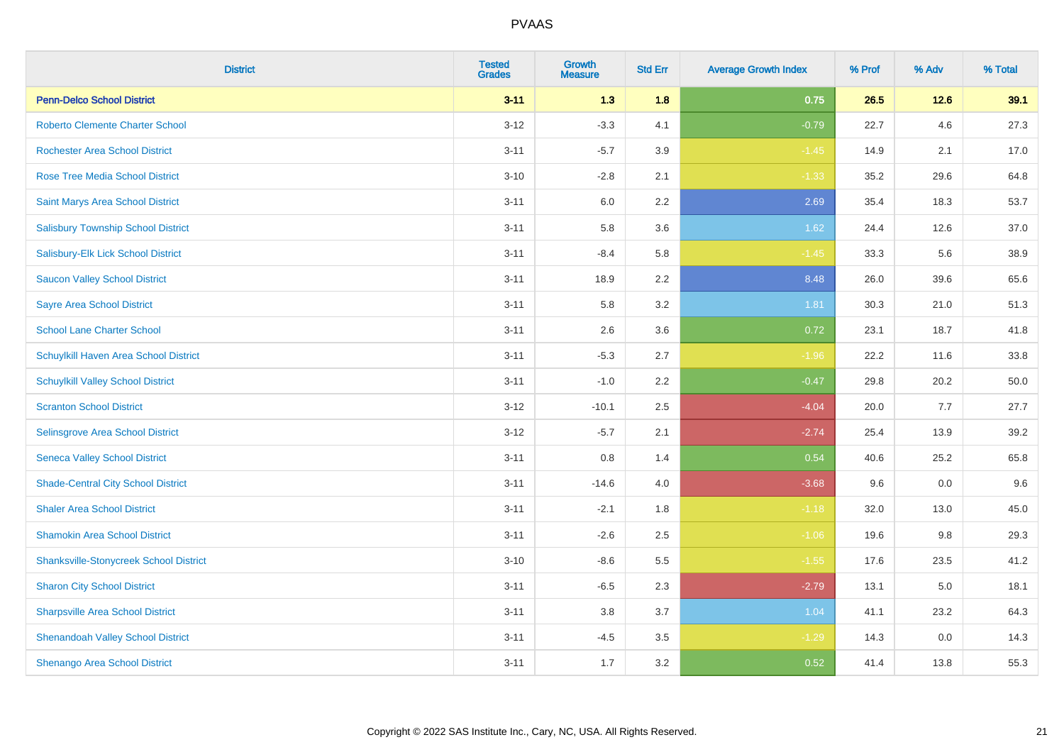# PVAAS

| District | Tested Grades | Growth Measure | Std Err | Average Growth Index | % Prof | % Adv | % Total |
|---|---|---|---|---|---|---|---|
| **Penn-Delco School District** | **3-11** | **1.3** | **1.8** | **0.75** | **26.5** | **12.6** | **39.1** |
| Roberto Clemente Charter School | 3-12 | -3.3 | 4.1 | -0.79 | 22.7 | 4.6 | 27.3 |
| Rochester Area School District | 3-11 | -5.7 | 3.9 | -1.45 | 14.9 | 2.1 | 17.0 |
| Rose Tree Media School District | 3-10 | -2.8 | 2.1 | -1.33 | 35.2 | 29.6 | 64.8 |
| Saint Marys Area School District | 3-11 | 6.0 | 2.2 | 2.69 | 35.4 | 18.3 | 53.7 |
| Salisbury Township School District | 3-11 | 5.8 | 3.6 | 1.62 | 24.4 | 12.6 | 37.0 |
| Salisbury-Elk Lick School District | 3-11 | -8.4 | 5.8 | -1.45 | 33.3 | 5.6 | 38.9 |
| Saucon Valley School District | 3-11 | 18.9 | 2.2 | 8.48 | 26.0 | 39.6 | 65.6 |
| Sayre Area School District | 3-11 | 5.8 | 3.2 | 1.81 | 30.3 | 21.0 | 51.3 |
| School Lane Charter School | 3-11 | 2.6 | 3.6 | 0.72 | 23.1 | 18.7 | 41.8 |
| Schuylkill Haven Area School District | 3-11 | -5.3 | 2.7 | -1.96 | 22.2 | 11.6 | 33.8 |
| Schuylkill Valley School District | 3-11 | -1.0 | 2.2 | -0.47 | 29.8 | 20.2 | 50.0 |
| Scranton School District | 3-12 | -10.1 | 2.5 | -4.04 | 20.0 | 7.7 | 27.7 |
| Selinsgrove Area School District | 3-12 | -5.7 | 2.1 | -2.74 | 25.4 | 13.9 | 39.2 |
| Seneca Valley School District | 3-11 | 0.8 | 1.4 | 0.54 | 40.6 | 25.2 | 65.8 |
| Shade-Central City School District | 3-11 | -14.6 | 4.0 | -3.68 | 9.6 | 0.0 | 9.6 |
| Shaler Area School District | 3-11 | -2.1 | 1.8 | -1.18 | 32.0 | 13.0 | 45.0 |
| Shamokin Area School District | 3-11 | -2.6 | 2.5 | -1.06 | 19.6 | 9.8 | 29.3 |
| Shanksville-Stonycreek School District | 3-10 | -8.6 | 5.5 | -1.55 | 17.6 | 23.5 | 41.2 |
| Sharon City School District | 3-11 | -6.5 | 2.3 | -2.79 | 13.1 | 5.0 | 18.1 |
| Sharpsville Area School District | 3-11 | 3.8 | 3.7 | 1.04 | 41.1 | 23.2 | 64.3 |
| Shenandoah Valley School District | 3-11 | -4.5 | 3.5 | -1.29 | 14.3 | 0.0 | 14.3 |
| Shenango Area School District | 3-11 | 1.7 | 3.2 | 0.52 | 41.4 | 13.8 | 55.3 |

Copyright © 2022 SAS Institute Inc., Cary, NC, USA. All Rights Reserved.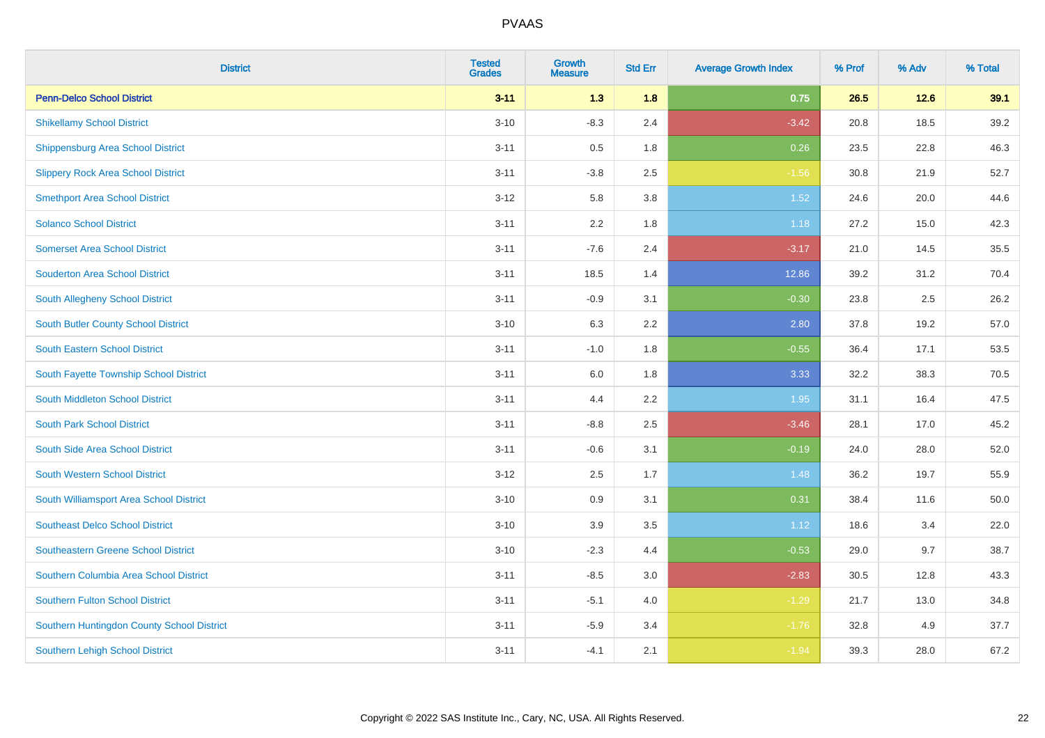| District | Tested Grades | Growth Measure | Std Err | Average Growth Index | % Prof | % Adv | % Total |
|---|---|---|---|---|---|---|---|
| **Penn-Delco School District** | **3-11** | **1.3** | **1.8** | **0.75** | **26.5** | **12.6** | **39.1** |
| Shikellamy School District | 3-10 | -8.3 | 2.4 | -3.42 | 20.8 | 18.5 | 39.2 |
| Shippensburg Area School District | 3-11 | 0.5 | 1.8 | 0.26 | 23.5 | 22.8 | 46.3 |
| Slippery Rock Area School District | 3-11 | -3.8 | 2.5 | -1.56 | 30.8 | 21.9 | 52.7 |
| Smethport Area School District | 3-12 | 5.8 | 3.8 | 1.52 | 24.6 | 20.0 | 44.6 |
| Solanco School District | 3-11 | 2.2 | 1.8 | 1.18 | 27.2 | 15.0 | 42.3 |
| Somerset Area School District | 3-11 | -7.6 | 2.4 | -3.17 | 21.0 | 14.5 | 35.5 |
| Souderton Area School District | 3-11 | 18.5 | 1.4 | 12.86 | 39.2 | 31.2 | 70.4 |
| South Allegheny School District | 3-11 | -0.9 | 3.1 | -0.30 | 23.8 | 2.5 | 26.2 |
| South Butler County School District | 3-10 | 6.3 | 2.2 | 2.80 | 37.8 | 19.2 | 57.0 |
| South Eastern School District | 3-11 | -1.0 | 1.8 | -0.55 | 36.4 | 17.1 | 53.5 |
| South Fayette Township School District | 3-11 | 6.0 | 1.8 | 3.33 | 32.2 | 38.3 | 70.5 |
| South Middleton School District | 3-11 | 4.4 | 2.2 | 1.95 | 31.1 | 16.4 | 47.5 |
| South Park School District | 3-11 | -8.8 | 2.5 | -3.46 | 28.1 | 17.0 | 45.2 |
| South Side Area School District | 3-11 | -0.6 | 3.1 | -0.19 | 24.0 | 28.0 | 52.0 |
| South Western School District | 3-12 | 2.5 | 1.7 | 1.48 | 36.2 | 19.7 | 55.9 |
| South Williamsport Area School District | 3-10 | 0.9 | 3.1 | 0.31 | 38.4 | 11.6 | 50.0 |
| Southeast Delco School District | 3-10 | 3.9 | 3.5 | 1.12 | 18.6 | 3.4 | 22.0 |
| Southeastern Greene School District | 3-10 | -2.3 | 4.4 | -0.53 | 29.0 | 9.7 | 38.7 |
| Southern Columbia Area School District | 3-11 | -8.5 | 3.0 | -2.83 | 30.5 | 12.8 | 43.3 |
| Southern Fulton School District | 3-11 | -5.1 | 4.0 | -1.29 | 21.7 | 13.0 | 34.8 |
| Southern Huntingdon County School District | 3-11 | -5.9 | 3.4 | -1.76 | 32.8 | 4.9 | 37.7 |
| Southern Lehigh School District | 3-11 | -4.1 | 2.1 | -1.94 | 39.3 | 28.0 | 67.2 |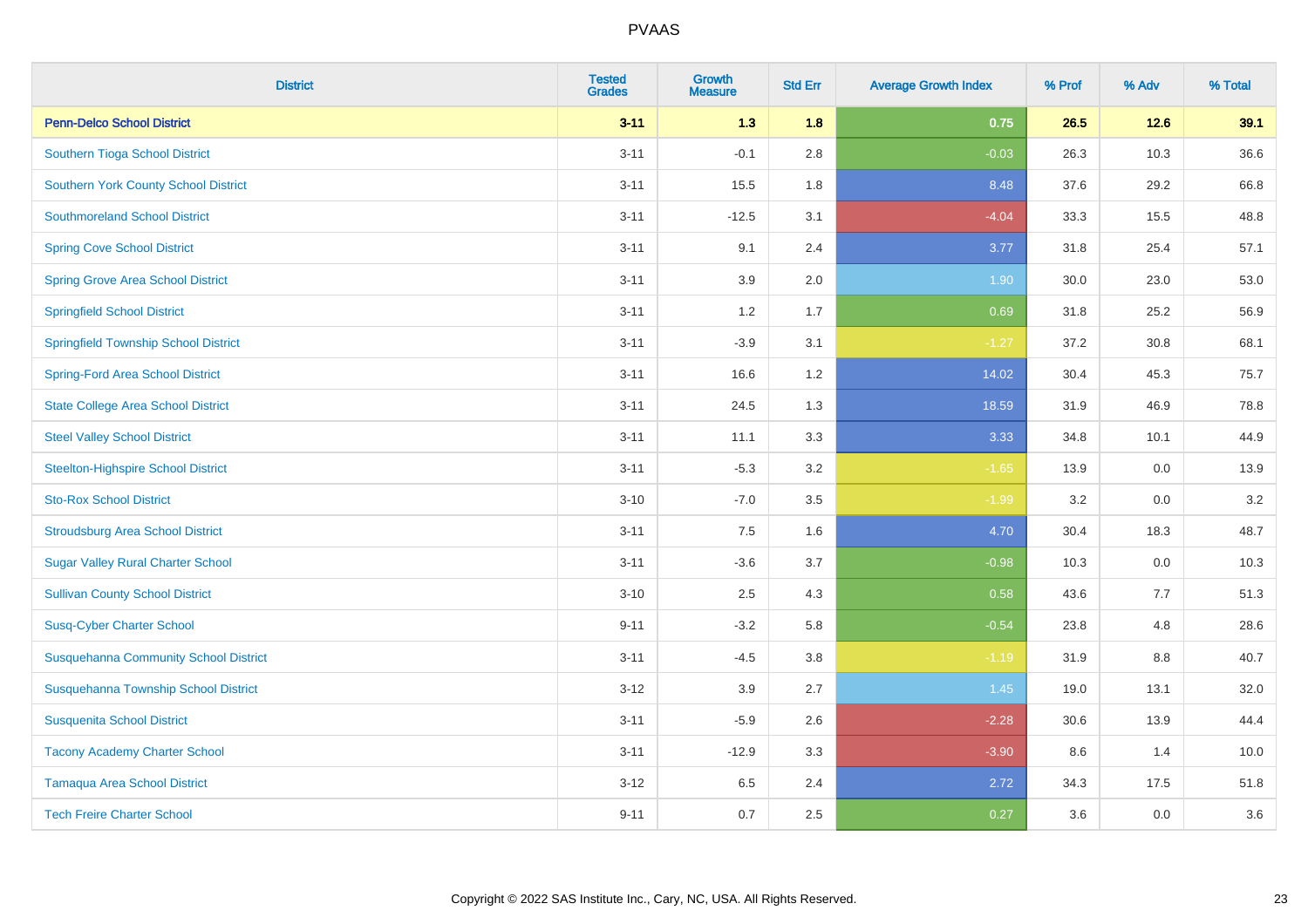# PVAAS

| District | Tested Grades | Growth Measure | Std Err | Average Growth Index | % Prof | % Adv | % Total |
|---|---|---|---|---|---|---|---|
| **Penn-Delco School District** | **3-11** | **1.3** | **1.8** | **0.75** | **26.5** | **12.6** | **39.1** |
| Southern Tioga School District | 3-11 | -0.1 | 2.8 | -0.03 | 26.3 | 10.3 | 36.6 |
| Southern York County School District | 3-11 | 15.5 | 1.8 | 8.48 | 37.6 | 29.2 | 66.8 |
| Southmoreland School District | 3-11 | -12.5 | 3.1 | -4.04 | 33.3 | 15.5 | 48.8 |
| Spring Cove School District | 3-11 | 9.1 | 2.4 | 3.77 | 31.8 | 25.4 | 57.1 |
| Spring Grove Area School District | 3-11 | 3.9 | 2.0 | 1.90 | 30.0 | 23.0 | 53.0 |
| Springfield School District | 3-11 | 1.2 | 1.7 | 0.69 | 31.8 | 25.2 | 56.9 |
| Springfield Township School District | 3-11 | -3.9 | 3.1 | -1.27 | 37.2 | 30.8 | 68.1 |
| Spring-Ford Area School District | 3-11 | 16.6 | 1.2 | 14.02 | 30.4 | 45.3 | 75.7 |
| State College Area School District | 3-11 | 24.5 | 1.3 | 18.59 | 31.9 | 46.9 | 78.8 |
| Steel Valley School District | 3-11 | 11.1 | 3.3 | 3.33 | 34.8 | 10.1 | 44.9 |
| Steelton-Highspire School District | 3-11 | -5.3 | 3.2 | -1.65 | 13.9 | 0.0 | 13.9 |
| Sto-Rox School District | 3-10 | -7.0 | 3.5 | -1.99 | 3.2 | 0.0 | 3.2 |
| Stroudsburg Area School District | 3-11 | 7.5 | 1.6 | 4.70 | 30.4 | 18.3 | 48.7 |
| Sugar Valley Rural Charter School | 3-11 | -3.6 | 3.7 | -0.98 | 10.3 | 0.0 | 10.3 |
| Sullivan County School District | 3-10 | 2.5 | 4.3 | 0.58 | 43.6 | 7.7 | 51.3 |
| Susq-Cyber Charter School | 9-11 | -3.2 | 5.8 | -0.54 | 23.8 | 4.8 | 28.6 |
| Susquehanna Community School District | 3-11 | -4.5 | 3.8 | -1.19 | 31.9 | 8.8 | 40.7 |
| Susquehanna Township School District | 3-12 | 3.9 | 2.7 | 1.45 | 19.0 | 13.1 | 32.0 |
| Susquenita School District | 3-11 | -5.9 | 2.6 | -2.28 | 30.6 | 13.9 | 44.4 |
| Tacony Academy Charter School | 3-11 | -12.9 | 3.3 | -3.90 | 8.6 | 1.4 | 10.0 |
| Tamaqua Area School District | 3-12 | 6.5 | 2.4 | 2.72 | 34.3 | 17.5 | 51.8 |
| Tech Freire Charter School | 9-11 | 0.7 | 2.5 | 0.27 | 3.6 | 0.0 | 3.6 |

Copyright © 2022 SAS Institute Inc., Cary, NC, USA. All Rights Reserved.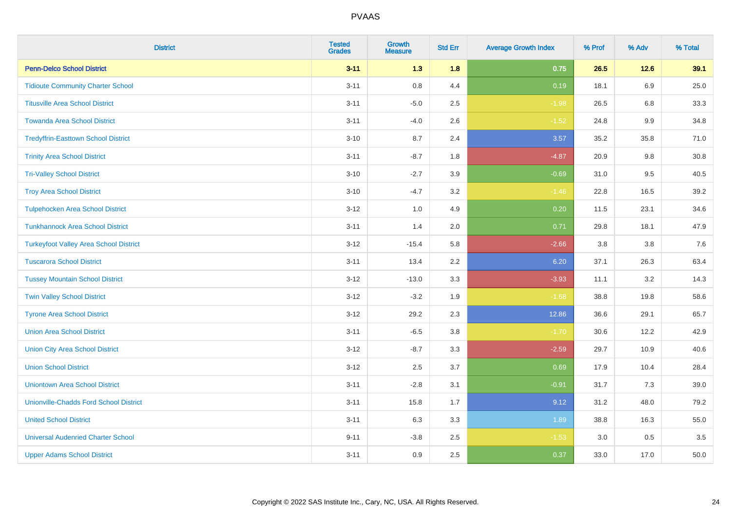# PVAAS

| District | Tested Grades | Growth Measure | Std Err | Average Growth Index | % Prof | % Adv | % Total |
|---|---|---|---|---|---|---|---|
| **Penn-Delco School District** | **3-11** | **1.3** | **1.8** | **0.75** | **26.5** | **12.6** | **39.1** |
| Tidioute Community Charter School | 3-11 | 0.8 | 4.4 | 0.19 | 18.1 | 6.9 | 25.0 |
| Titusville Area School District | 3-11 | -5.0 | 2.5 | -1.98 | 26.5 | 6.8 | 33.3 |
| Towanda Area School District | 3-11 | -4.0 | 2.6 | -1.52 | 24.8 | 9.9 | 34.8 |
| Tredyffrin-Easttown School District | 3-10 | 8.7 | 2.4 | 3.57 | 35.2 | 35.8 | 71.0 |
| Trinity Area School District | 3-11 | -8.7 | 1.8 | -4.87 | 20.9 | 9.8 | 30.8 |
| Tri-Valley School District | 3-10 | -2.7 | 3.9 | -0.69 | 31.0 | 9.5 | 40.5 |
| Troy Area School District | 3-10 | -4.7 | 3.2 | -1.46 | 22.8 | 16.5 | 39.2 |
| Tulpehocken Area School District | 3-12 | 1.0 | 4.9 | 0.20 | 11.5 | 23.1 | 34.6 |
| Tunkhannock Area School District | 3-11 | 1.4 | 2.0 | 0.71 | 29.8 | 18.1 | 47.9 |
| Turkeyfoot Valley Area School District | 3-12 | -15.4 | 5.8 | -2.66 | 3.8 | 3.8 | 7.6 |
| Tuscarora School District | 3-11 | 13.4 | 2.2 | 6.20 | 37.1 | 26.3 | 63.4 |
| Tussey Mountain School District | 3-12 | -13.0 | 3.3 | -3.93 | 11.1 | 3.2 | 14.3 |
| Twin Valley School District | 3-12 | -3.2 | 1.9 | -1.68 | 38.8 | 19.8 | 58.6 |
| Tyrone Area School District | 3-12 | 29.2 | 2.3 | 12.86 | 36.6 | 29.1 | 65.7 |
| Union Area School District | 3-11 | -6.5 | 3.8 | -1.70 | 30.6 | 12.2 | 42.9 |
| Union City Area School District | 3-12 | -8.7 | 3.3 | -2.59 | 29.7 | 10.9 | 40.6 |
| Union School District | 3-12 | 2.5 | 3.7 | 0.69 | 17.9 | 10.4 | 28.4 |
| Uniontown Area School District | 3-11 | -2.8 | 3.1 | -0.91 | 31.7 | 7.3 | 39.0 |
| Unionville-Chadds Ford School District | 3-11 | 15.8 | 1.7 | 9.12 | 31.2 | 48.0 | 79.2 |
| United School District | 3-11 | 6.3 | 3.3 | 1.89 | 38.8 | 16.3 | 55.0 |
| Universal Audenried Charter School | 9-11 | -3.8 | 2.5 | -1.53 | 3.0 | 0.5 | 3.5 |
| Upper Adams School District | 3-11 | 0.9 | 2.5 | 0.37 | 33.0 | 17.0 | 50.0 |

Copyright © 2022 SAS Institute Inc., Cary, NC, USA. All Rights Reserved.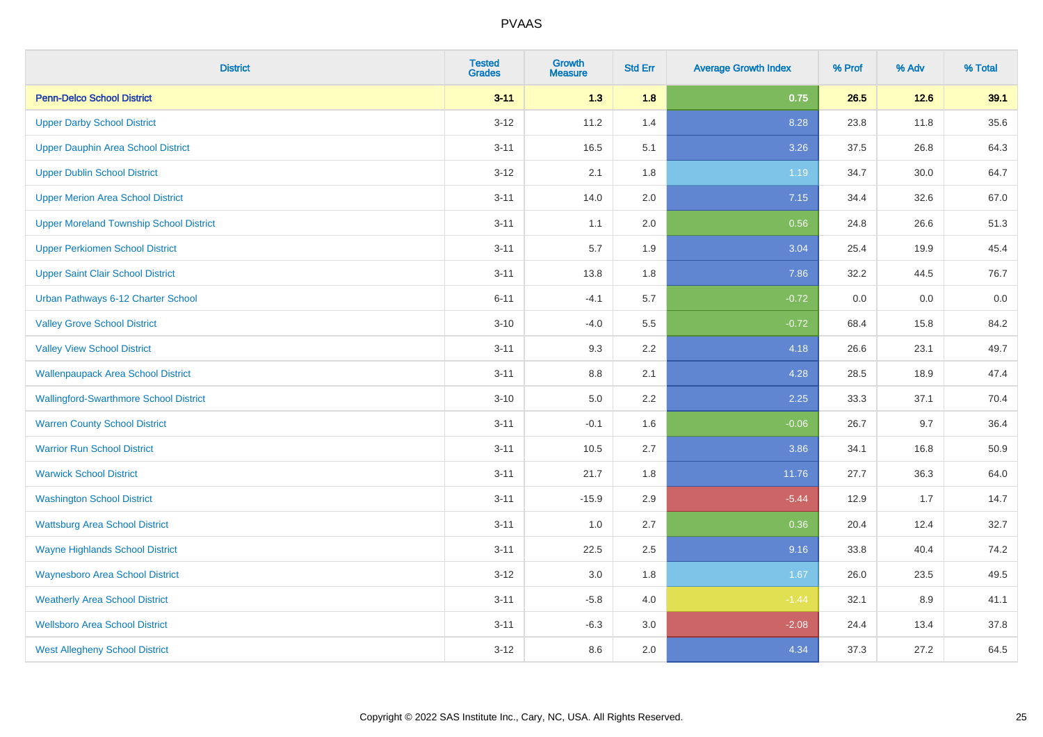# PVAAS

| District | Tested Grades | Growth Measure | Std Err | Average Growth Index | % Prof | % Adv | % Total |
|---|---|---|---|---|---|---|---|
| **Penn-Delco School District** | **3-11** | **1.3** | **1.8** | **0.75** | **26.5** | **12.6** | **39.1** |
| Upper Darby School District | 3-12 | 11.2 | 1.4 | 8.28 | 23.8 | 11.8 | 35.6 |
| Upper Dauphin Area School District | 3-11 | 16.5 | 5.1 | 3.26 | 37.5 | 26.8 | 64.3 |
| Upper Dublin School District | 3-12 | 2.1 | 1.8 | 1.19 | 34.7 | 30.0 | 64.7 |
| Upper Merion Area School District | 3-11 | 14.0 | 2.0 | 7.15 | 34.4 | 32.6 | 67.0 |
| Upper Moreland Township School District | 3-11 | 1.1 | 2.0 | 0.56 | 24.8 | 26.6 | 51.3 |
| Upper Perkiomen School District | 3-11 | 5.7 | 1.9 | 3.04 | 25.4 | 19.9 | 45.4 |
| Upper Saint Clair School District | 3-11 | 13.8 | 1.8 | 7.86 | 32.2 | 44.5 | 76.7 |
| Urban Pathways 6-12 Charter School | 6-11 | -4.1 | 5.7 | -0.72 | 0.0 | 0.0 | 0.0 |
| Valley Grove School District | 3-10 | -4.0 | 5.5 | -0.72 | 68.4 | 15.8 | 84.2 |
| Valley View School District | 3-11 | 9.3 | 2.2 | 4.18 | 26.6 | 23.1 | 49.7 |
| Wallenpaupack Area School District | 3-11 | 8.8 | 2.1 | 4.28 | 28.5 | 18.9 | 47.4 |
| Wallingford-Swarthmore School District | 3-10 | 5.0 | 2.2 | 2.25 | 33.3 | 37.1 | 70.4 |
| Warren County School District | 3-11 | -0.1 | 1.6 | -0.06 | 26.7 | 9.7 | 36.4 |
| Warrior Run School District | 3-11 | 10.5 | 2.7 | 3.86 | 34.1 | 16.8 | 50.9 |
| Warwick School District | 3-11 | 21.7 | 1.8 | 11.76 | 27.7 | 36.3 | 64.0 |
| Washington School District | 3-11 | -15.9 | 2.9 | -5.44 | 12.9 | 1.7 | 14.7 |
| Wattsburg Area School District | 3-11 | 1.0 | 2.7 | 0.36 | 20.4 | 12.4 | 32.7 |
| Wayne Highlands School District | 3-11 | 22.5 | 2.5 | 9.16 | 33.8 | 40.4 | 74.2 |
| Waynesboro Area School District | 3-12 | 3.0 | 1.8 | 1.67 | 26.0 | 23.5 | 49.5 |
| Weatherly Area School District | 3-11 | -5.8 | 4.0 | -1.44 | 32.1 | 8.9 | 41.1 |
| Wellsboro Area School District | 3-11 | -6.3 | 3.0 | -2.08 | 24.4 | 13.4 | 37.8 |
| West Allegheny School District | 3-12 | 8.6 | 2.0 | 4.34 | 37.3 | 27.2 | 64.5 |

Copyright © 2022 SAS Institute Inc., Cary, NC, USA. All Rights Reserved.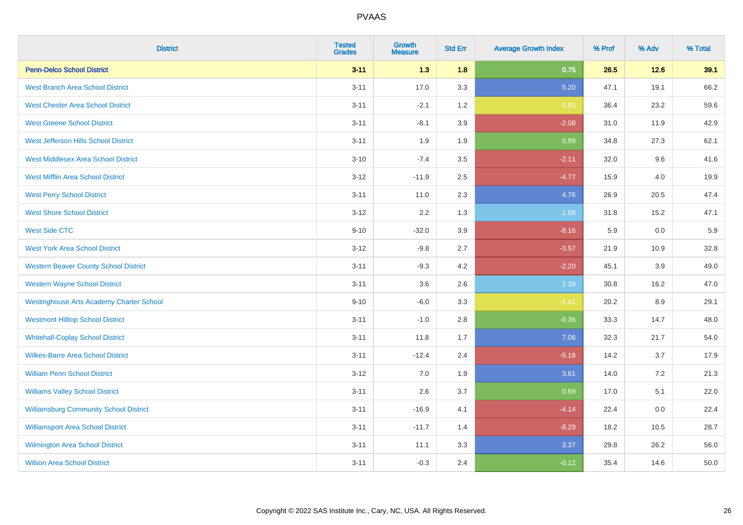# PVAAS

| District | Tested Grades | Growth Measure | Std Err | Average Growth Index | % Prof | % Adv | % Total |
|---|---|---|---|---|---|---|---|
| **Penn-Delco School District** | **3-11** | **1.3** | **1.8** | **0.75** | **26.5** | **12.6** | **39.1** |
| West Branch Area School District | 3-11 | 17.0 | 3.3 | 5.20 | 47.1 | 19.1 | 66.2 |
| West Chester Area School District | 3-11 | -2.1 | 1.2 | -1.83 | 36.4 | 23.2 | 59.6 |
| West Greene School District | 3-11 | -8.1 | 3.9 | -2.08 | 31.0 | 11.9 | 42.9 |
| West Jefferson Hills School District | 3-11 | 1.9 | 1.9 | 0.99 | 34.8 | 27.3 | 62.1 |
| West Middlesex Area School District | 3-10 | -7.4 | 3.5 | -2.11 | 32.0 | 9.6 | 41.6 |
| West Mifflin Area School District | 3-12 | -11.9 | 2.5 | -4.77 | 15.9 | 4.0 | 19.9 |
| West Perry School District | 3-11 | 11.0 | 2.3 | 4.76 | 26.9 | 20.5 | 47.4 |
| West Shore School District | 3-12 | 2.2 | 1.3 | 1.68 | 31.8 | 15.2 | 47.1 |
| West Side CTC | 9-10 | -32.0 | 3.9 | -8.16 | 5.9 | 0.0 | 5.9 |
| West York Area School District | 3-12 | -9.8 | 2.7 | -3.57 | 21.9 | 10.9 | 32.8 |
| Western Beaver County School District | 3-11 | -9.3 | 4.2 | -2.20 | 45.1 | 3.9 | 49.0 |
| Western Wayne School District | 3-11 | 3.6 | 2.6 | 1.39 | 30.8 | 16.2 | 47.0 |
| Westinghouse Arts Academy Charter School | 9-10 | -6.0 | 3.3 | -1.81 | 20.2 | 8.9 | 29.1 |
| Westmont Hilltop School District | 3-11 | -1.0 | 2.8 | -0.36 | 33.3 | 14.7 | 48.0 |
| Whitehall-Coplay School District | 3-11 | 11.8 | 1.7 | 7.06 | 32.3 | 21.7 | 54.0 |
| Wilkes-Barre Area School District | 3-11 | -12.4 | 2.4 | -5.18 | 14.2 | 3.7 | 17.9 |
| William Penn School District | 3-12 | 7.0 | 1.9 | 3.61 | 14.0 | 7.2 | 21.3 |
| Williams Valley School District | 3-11 | 2.6 | 3.7 | 0.69 | 17.0 | 5.1 | 22.0 |
| Williamsburg Community School District | 3-11 | -16.9 | 4.1 | -4.14 | 22.4 | 0.0 | 22.4 |
| Williamsport Area School District | 3-11 | -11.7 | 1.4 | -8.29 | 18.2 | 10.5 | 28.7 |
| Wilmington Area School District | 3-11 | 11.1 | 3.3 | 3.37 | 29.8 | 26.2 | 56.0 |
| Wilson Area School District | 3-11 | -0.3 | 2.4 | -0.12 | 35.4 | 14.6 | 50.0 |

Copyright © 2022 SAS Institute Inc., Cary, NC, USA. All Rights Reserved.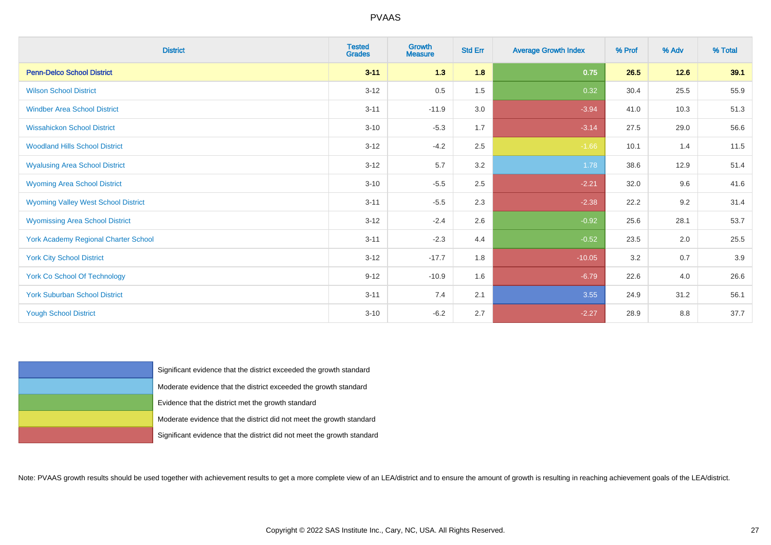# PVAAS

| District | Tested Grades | Growth Measure | Std Err | Average Growth Index | % Prof | % Adv | % Total |
|---|---|---|---|---|---|---|---|
| **Penn-Delco School District** | **3-11** | **1.3** | **1.8** | **0.75** | **26.5** | **12.6** | **39.1** |
| Wilson School District | 3-12 | 0.5 | 1.5 | 0.32 | 30.4 | 25.5 | 55.9 |
| Windber Area School District | 3-11 | -11.9 | 3.0 | -3.94 | 41.0 | 10.3 | 51.3 |
| Wissahickon School District | 3-10 | -5.3 | 1.7 | -3.14 | 27.5 | 29.0 | 56.6 |
| Woodland Hills School District | 3-12 | -4.2 | 2.5 | -1.66 | 10.1 | 1.4 | 11.5 |
| Wyalusing Area School District | 3-12 | 5.7 | 3.2 | 1.78 | 38.6 | 12.9 | 51.4 |
| Wyoming Area School District | 3-10 | -5.5 | 2.5 | -2.21 | 32.0 | 9.6 | 41.6 |
| Wyoming Valley West School District | 3-11 | -5.5 | 2.3 | -2.38 | 22.2 | 9.2 | 31.4 |
| Wyomissing Area School District | 3-12 | -2.4 | 2.6 | -0.92 | 25.6 | 28.1 | 53.7 |
| York Academy Regional Charter School | 3-11 | -2.3 | 4.4 | -0.52 | 23.5 | 2.0 | 25.5 |
| York City School District | 3-12 | -17.7 | 1.8 | -10.05 | 3.2 | 0.7 | 3.9 |
| York Co School Of Technology | 9-12 | -10.9 | 1.6 | -6.79 | 22.6 | 4.0 | 26.6 |
| York Suburban School District | 3-11 | 7.4 | 2.1 | 3.55 | 24.9 | 31.2 | 56.1 |
| Yough School District | 3-10 | -6.2 | 2.7 | -2.27 | 28.9 | 8.8 | 37.7 |

Significant evidence that the district exceeded the growth standard

Moderate evidence that the district exceeded the growth standard

Evidence that the district met the growth standard

Moderate evidence that the district did not meet the growth standard

Significant evidence that the district did not meet the growth standard

Note: PVAAS growth results should be used together with achievement results to get a more complete view of an LEA/district and to ensure the amount of growth is resulting in reaching achievement goals of the LEA/district.

Copyright © 2022 SAS Institute Inc., Cary, NC, USA. All Rights Reserved.